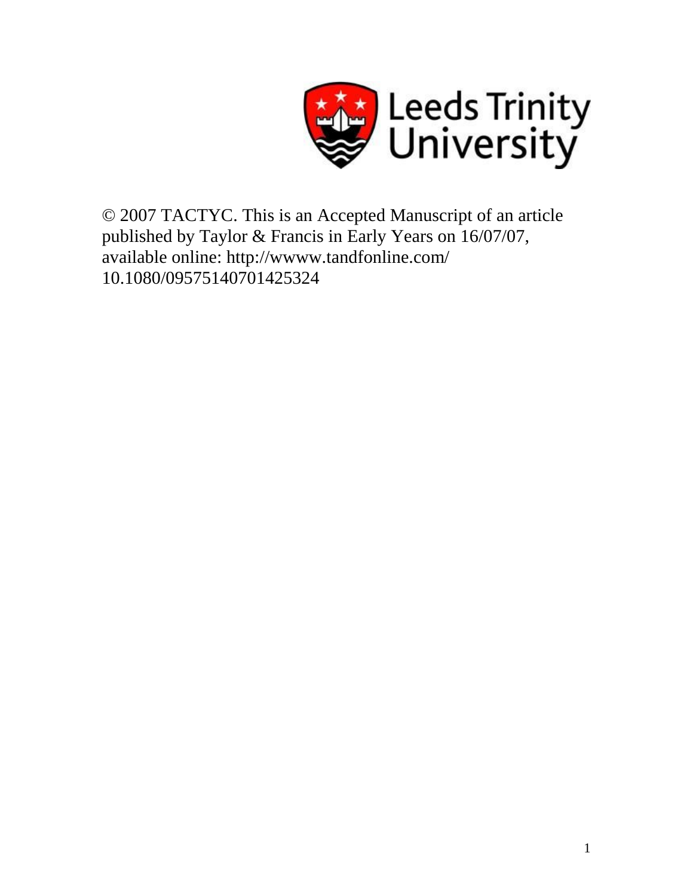Leeds Trinity University

© 2007 TACTYC. This is an Accepted Manuscript of an article published by Taylor & Francis in Early Years on 16/07/07, available online: http://wwww.tandfonline.com/ 10.1080/09575140701425324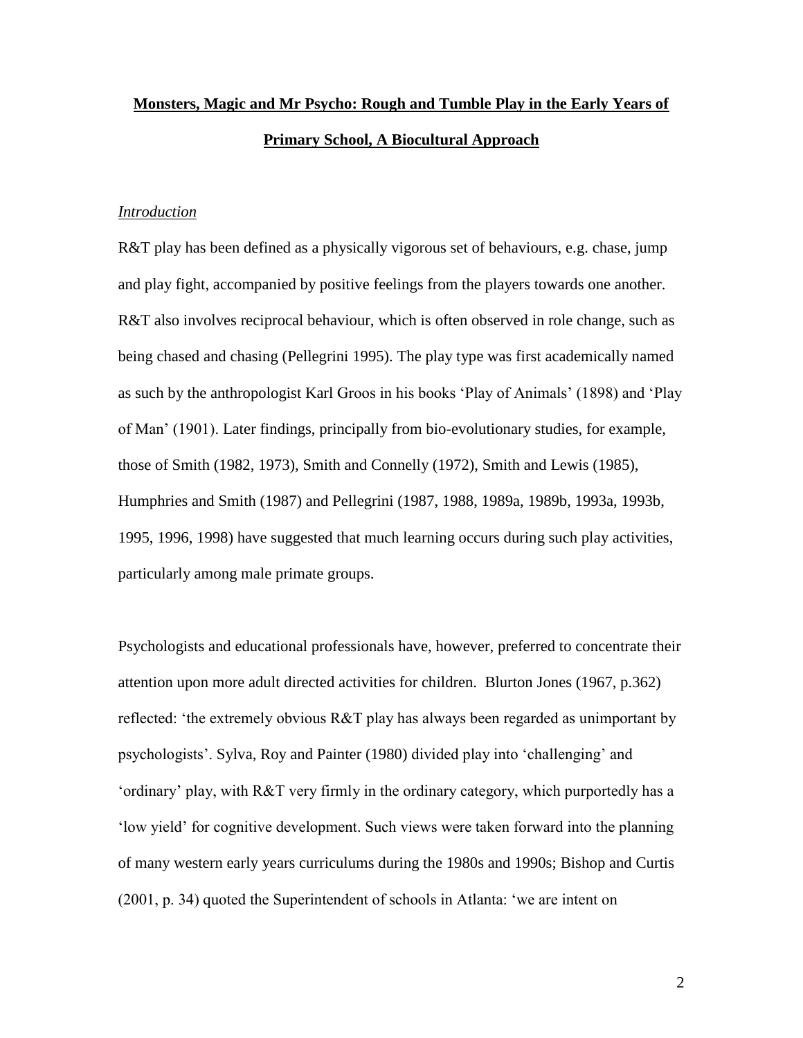**Monsters, Magic and Mr Psycho: Rough and Tumble Play in the Early Years of Primary School, A Biocultural Approach**

*Introduction*

R&T play has been defined as a physically vigorous set of behaviours, e.g. chase, jump and play fight, accompanied by positive feelings from the players towards one another. R&T also involves reciprocal behaviour, which is often observed in role change, such as being chased and chasing (Pellegrini 1995). The play type was first academically named as such by the anthropologist Karl Groos in his books 'Play of Animals' (1898) and 'Play of Man' (1901). Later findings, principally from bio-evolutionary studies, for example, those of Smith (1982, 1973), Smith and Connelly (1972), Smith and Lewis (1985), Humphries and Smith (1987) and Pellegrini (1987, 1988, 1989a, 1989b, 1993a, 1993b, 1995, 1996, 1998) have suggested that much learning occurs during such play activities, particularly among male primate groups.

Psychologists and educational professionals have, however, preferred to concentrate their attention upon more adult directed activities for children. Blurton Jones (1967, p.362) reflected: 'the extremely obvious R&T play has always been regarded as unimportant by psychologists'. Sylva, Roy and Painter (1980) divided play into 'challenging' and 'ordinary' play, with R&T very firmly in the ordinary category, which purportedly has a 'low yield' for cognitive development. Such views were taken forward into the planning of many western early years curriculums during the 1980s and 1990s; Bishop and Curtis (2001, p. 34) quoted the Superintendent of schools in Atlanta: 'we are intent on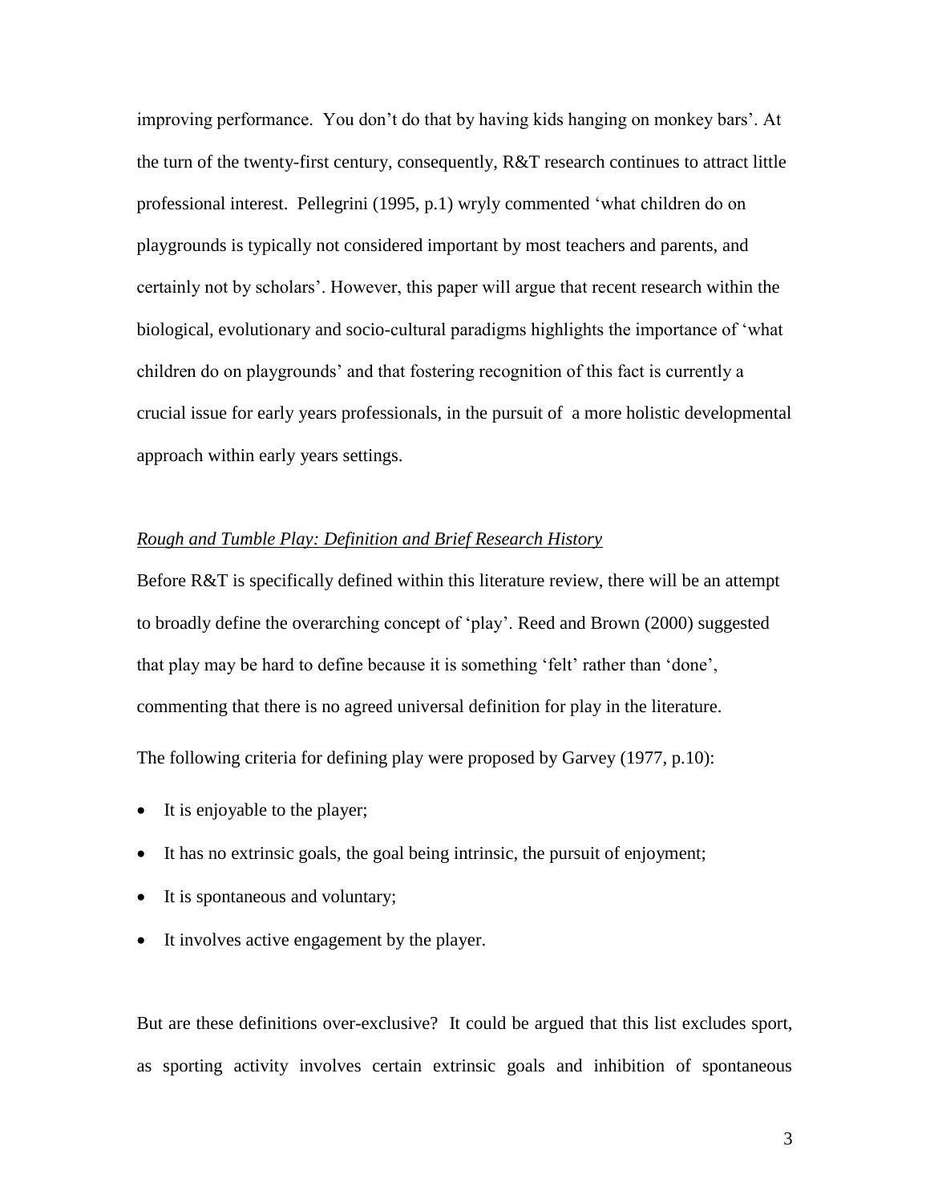improving performance. You don't do that by having kids hanging on monkey bars'. At the turn of the twenty-first century, consequently, R&T research continues to attract little professional interest. Pellegrini (1995, p.1) wryly commented 'what children do on playgrounds is typically not considered important by most teachers and parents, and certainly not by scholars'. However, this paper will argue that recent research within the biological, evolutionary and socio-cultural paradigms highlights the importance of 'what children do on playgrounds' and that fostering recognition of this fact is currently a crucial issue for early years professionals, in the pursuit of a more holistic developmental approach within early years settings.

*Rough and Tumble Play: Definition and Brief Research History*

Before R&T is specifically defined within this literature review, there will be an attempt to broadly define the overarching concept of 'play'. Reed and Brown (2000) suggested that play may be hard to define because it is something 'felt' rather than 'done', commenting that there is no agreed universal definition for play in the literature.

The following criteria for defining play were proposed by Garvey (1977, p.10):

- It is enjoyable to the player;
- It has no extrinsic goals, the goal being intrinsic, the pursuit of enjoyment;
- It is spontaneous and voluntary;
- It involves active engagement by the player.

But are these definitions over-exclusive? It could be argued that this list excludes sport, as sporting activity involves certain extrinsic goals and inhibition of spontaneous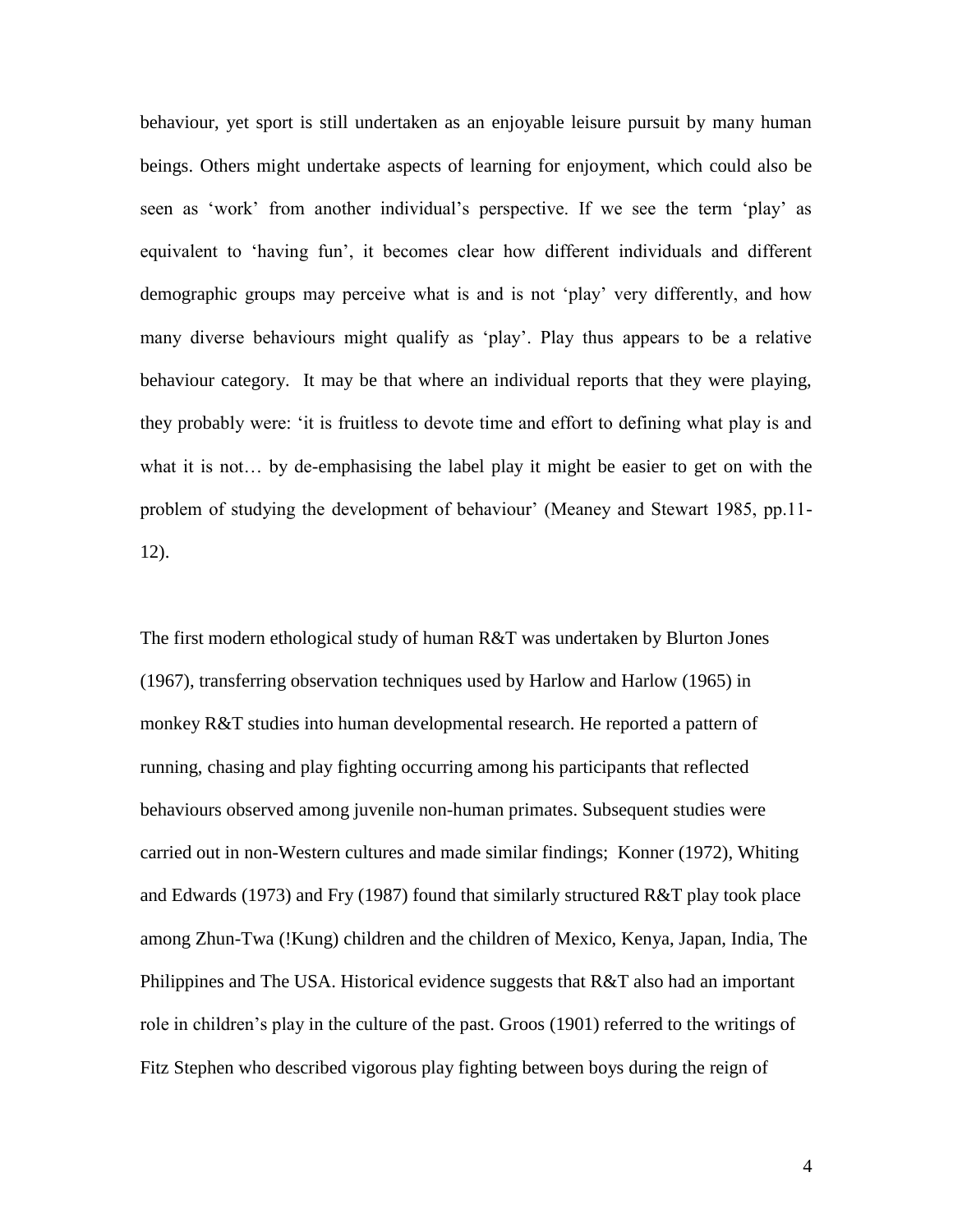behaviour, yet sport is still undertaken as an enjoyable leisure pursuit by many human beings. Others might undertake aspects of learning for enjoyment, which could also be seen as 'work' from another individual's perspective. If we see the term 'play' as equivalent to 'having fun', it becomes clear how different individuals and different demographic groups may perceive what is and is not 'play' very differently, and how many diverse behaviours might qualify as 'play'. Play thus appears to be a relative behaviour category. It may be that where an individual reports that they were playing, they probably were: 'it is fruitless to devote time and effort to defining what play is and what it is not… by de-emphasising the label play it might be easier to get on with the problem of studying the development of behaviour' (Meaney and Stewart 1985, pp.11-12).

The first modern ethological study of human R&T was undertaken by Blurton Jones (1967), transferring observation techniques used by Harlow and Harlow (1965) in monkey R&T studies into human developmental research. He reported a pattern of running, chasing and play fighting occurring among his participants that reflected behaviours observed among juvenile non-human primates. Subsequent studies were carried out in non-Western cultures and made similar findings; Konner (1972), Whiting and Edwards (1973) and Fry (1987) found that similarly structured R&T play took place among Zhun-Twa (!Kung) children and the children of Mexico, Kenya, Japan, India, The Philippines and The USA. Historical evidence suggests that R&T also had an important role in children's play in the culture of the past. Groos (1901) referred to the writings of Fitz Stephen who described vigorous play fighting between boys during the reign of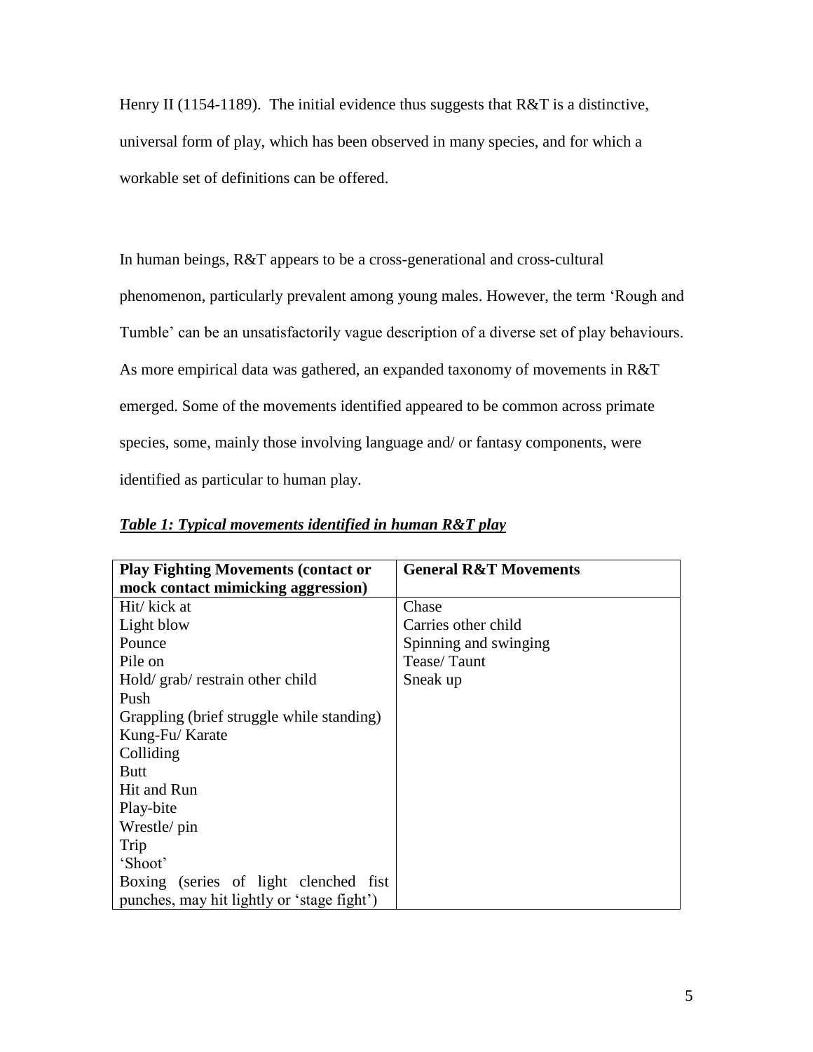Henry II (1154-1189). The initial evidence thus suggests that R&T is a distinctive, universal form of play, which has been observed in many species, and for which a workable set of definitions can be offered.

In human beings, R&T appears to be a cross-generational and cross-cultural phenomenon, particularly prevalent among young males. However, the term 'Rough and Tumble' can be an unsatisfactorily vague description of a diverse set of play behaviours. As more empirical data was gathered, an expanded taxonomy of movements in R&T emerged. Some of the movements identified appeared to be common across primate species, some, mainly those involving language and/ or fantasy components, were identified as particular to human play.

***Table 1: Typical movements identified in human R&T play***

| Play Fighting Movements (contact or mock contact mimicking aggression) | General R&T Movements |
|---|---|
| Hit/ kick at | Chase |
| Light blow | Carries other child |
| Pounce | Spinning and swinging |
| Pile on | Tease/ Taunt |
| Hold/ grab/ restrain other child | Sneak up |
| Push | |
| Grappling (brief struggle while standing) | |
| Kung-Fu/ Karate | |
| Colliding | |
| Butt | |
| Hit and Run | |
| Play-bite | |
| Wrestle/ pin | |
| Trip | |
| 'Shoot' | |
| Boxing (series of light clenched fist punches, may hit lightly or 'stage fight') | |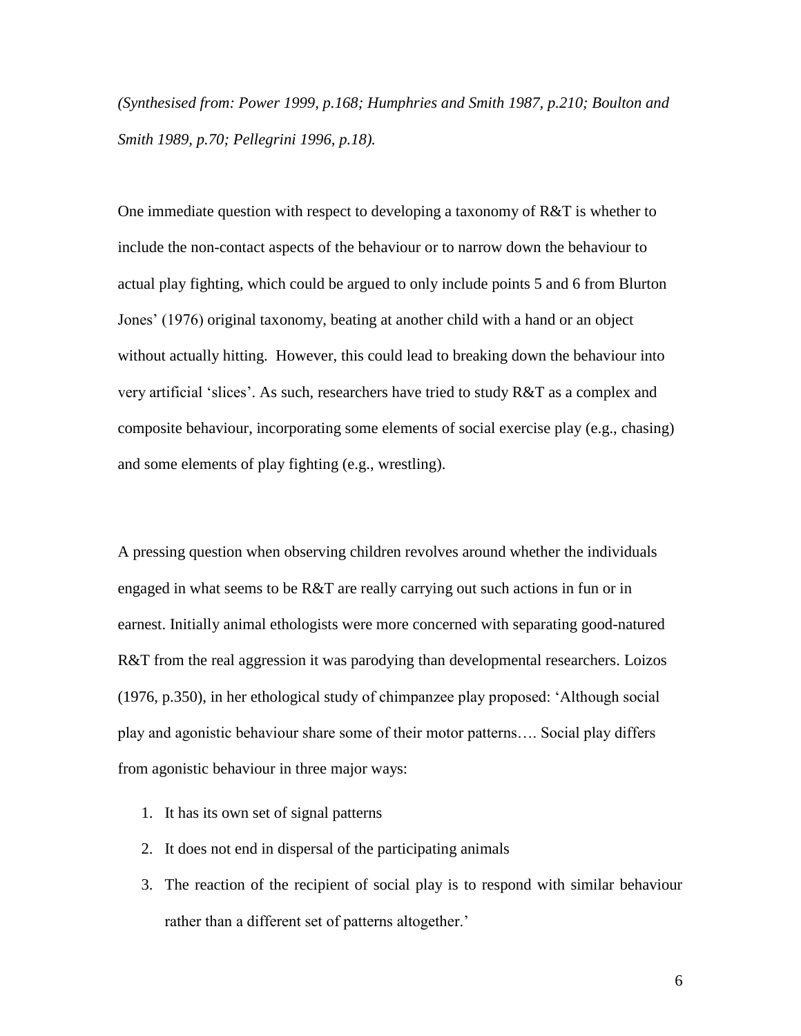*(Synthesised from: Power 1999, p.168; Humphries and Smith 1987, p.210; Boulton and Smith 1989, p.70; Pellegrini 1996, p.18).*

One immediate question with respect to developing a taxonomy of R&T is whether to include the non-contact aspects of the behaviour or to narrow down the behaviour to actual play fighting, which could be argued to only include points 5 and 6 from Blurton Jones' (1976) original taxonomy, beating at another child with a hand or an object without actually hitting. However, this could lead to breaking down the behaviour into very artificial 'slices'. As such, researchers have tried to study R&T as a complex and composite behaviour, incorporating some elements of social exercise play (e.g., chasing) and some elements of play fighting (e.g., wrestling).

A pressing question when observing children revolves around whether the individuals engaged in what seems to be R&T are really carrying out such actions in fun or in earnest. Initially animal ethologists were more concerned with separating good-natured R&T from the real aggression it was parodying than developmental researchers. Loizos (1976, p.350), in her ethological study of chimpanzee play proposed: 'Although social play and agonistic behaviour share some of their motor patterns…. Social play differs from agonistic behaviour in three major ways:

1. It has its own set of signal patterns
2. It does not end in dispersal of the participating animals
3. The reaction of the recipient of social play is to respond with similar behaviour rather than a different set of patterns altogether.'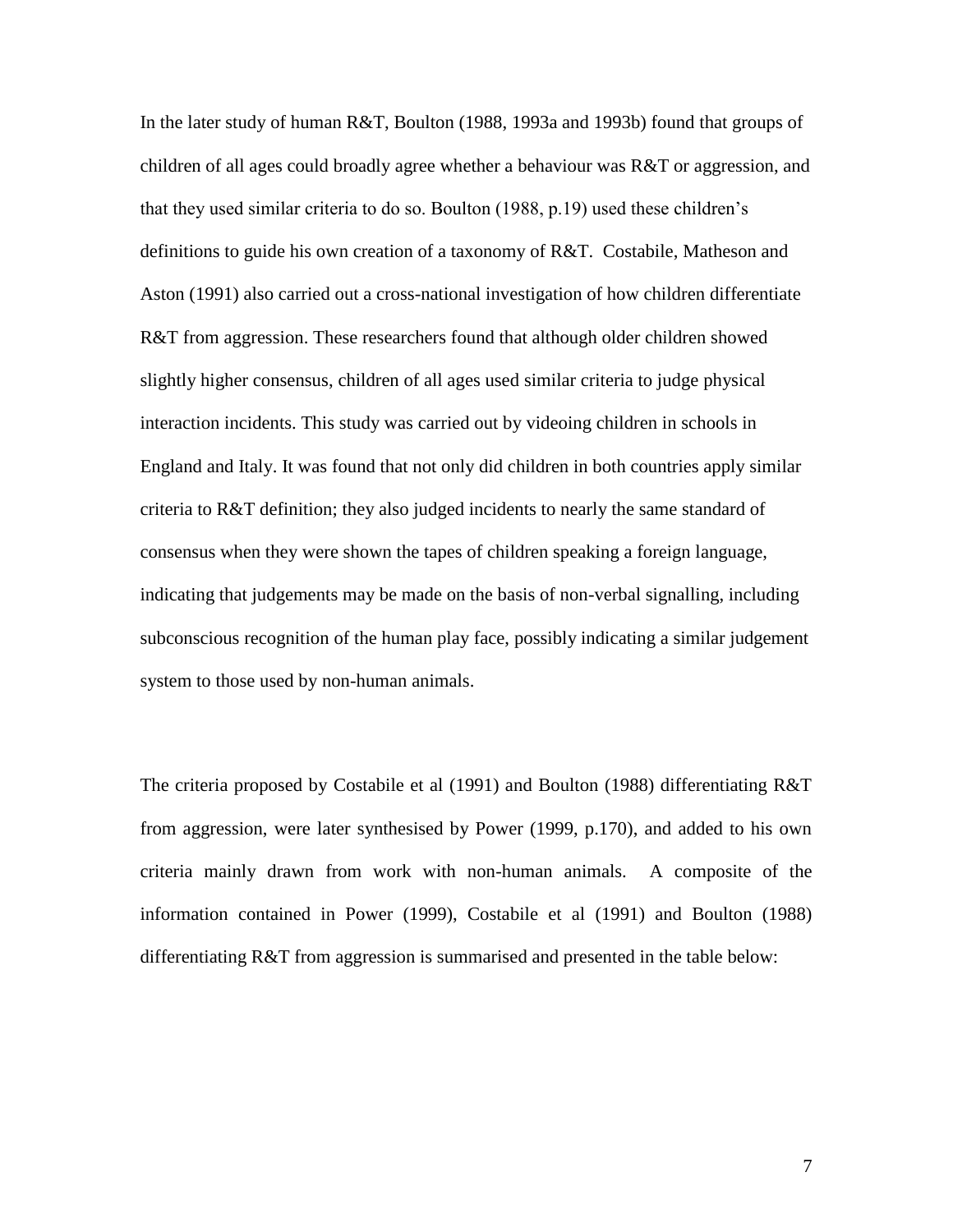In the later study of human R&T, Boulton (1988, 1993a and 1993b) found that groups of children of all ages could broadly agree whether a behaviour was R&T or aggression, and that they used similar criteria to do so. Boulton (1988, p.19) used these children's definitions to guide his own creation of a taxonomy of R&T. Costabile, Matheson and Aston (1991) also carried out a cross-national investigation of how children differentiate R&T from aggression. These researchers found that although older children showed slightly higher consensus, children of all ages used similar criteria to judge physical interaction incidents. This study was carried out by videoing children in schools in England and Italy. It was found that not only did children in both countries apply similar criteria to R&T definition; they also judged incidents to nearly the same standard of consensus when they were shown the tapes of children speaking a foreign language, indicating that judgements may be made on the basis of non-verbal signalling, including subconscious recognition of the human play face, possibly indicating a similar judgement system to those used by non-human animals.

The criteria proposed by Costabile et al (1991) and Boulton (1988) differentiating R&T from aggression, were later synthesised by Power (1999, p.170), and added to his own criteria mainly drawn from work with non-human animals. A composite of the information contained in Power (1999), Costabile et al (1991) and Boulton (1988) differentiating R&T from aggression is summarised and presented in the table below: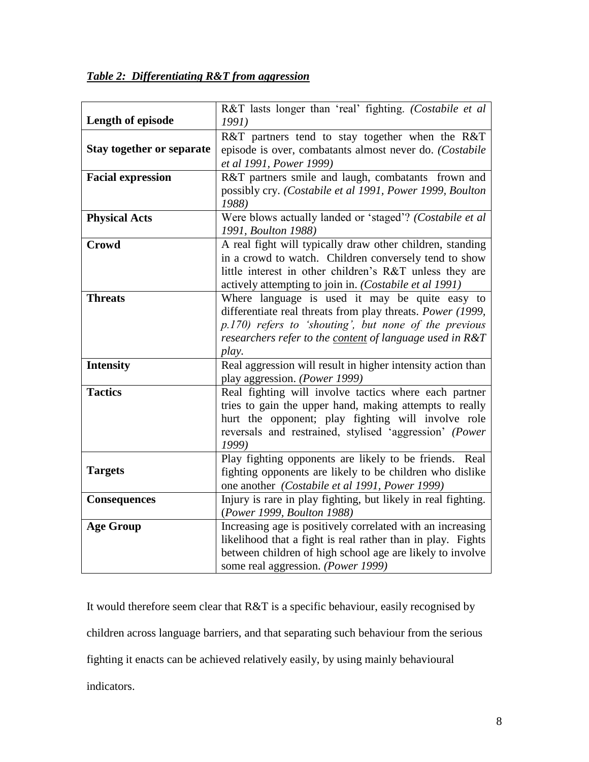***Table 2: Differentiating R&T from aggression***

| | |
|---|---|
| **Length of episode** | R&T lasts longer than 'real' fighting. *(Costabile et al 1991)* |
| **Stay together or separate** | R&T partners tend to stay together when the R&T episode is over, combatants almost never do. *(Costabile et al 1991, Power 1999)* |
| **Facial expression** | R&T partners smile and laugh, combatants frown and possibly cry. *(Costabile et al 1991, Power 1999, Boulton 1988)* |
| **Physical Acts** | Were blows actually landed or 'staged'? *(Costabile et al 1991, Boulton 1988)* |
| **Crowd** | A real fight will typically draw other children, standing in a crowd to watch. Children conversely tend to show little interest in other children's R&T unless they are actively attempting to join in. *(Costabile et al 1991)* |
| **Threats** | Where language is used it may be quite easy to differentiate real threats from play threats. *Power (1999, p.170) refers to 'shouting', but none of the previous researchers refer to the <u>content</u> of language used in R&T play.* |
| **Intensity** | Real aggression will result in higher intensity action than play aggression. *(Power 1999)* |
| **Tactics** | Real fighting will involve tactics where each partner tries to gain the upper hand, making attempts to really hurt the opponent; play fighting will involve role reversals and restrained, stylised 'aggression' *(Power 1999)* |
| **Targets** | Play fighting opponents are likely to be friends. Real fighting opponents are likely to be children who dislike one another *(Costabile et al 1991, Power 1999)* |
| **Consequences** | Injury is rare in play fighting, but likely in real fighting. (*Power 1999, Boulton 1988)* |
| **Age Group** | Increasing age is positively correlated with an increasing likelihood that a fight is real rather than in play. Fights between children of high school age are likely to involve some real aggression. *(Power 1999)* |

It would therefore seem clear that R&T is a specific behaviour, easily recognised by children across language barriers, and that separating such behaviour from the serious fighting it enacts can be achieved relatively easily, by using mainly behavioural indicators.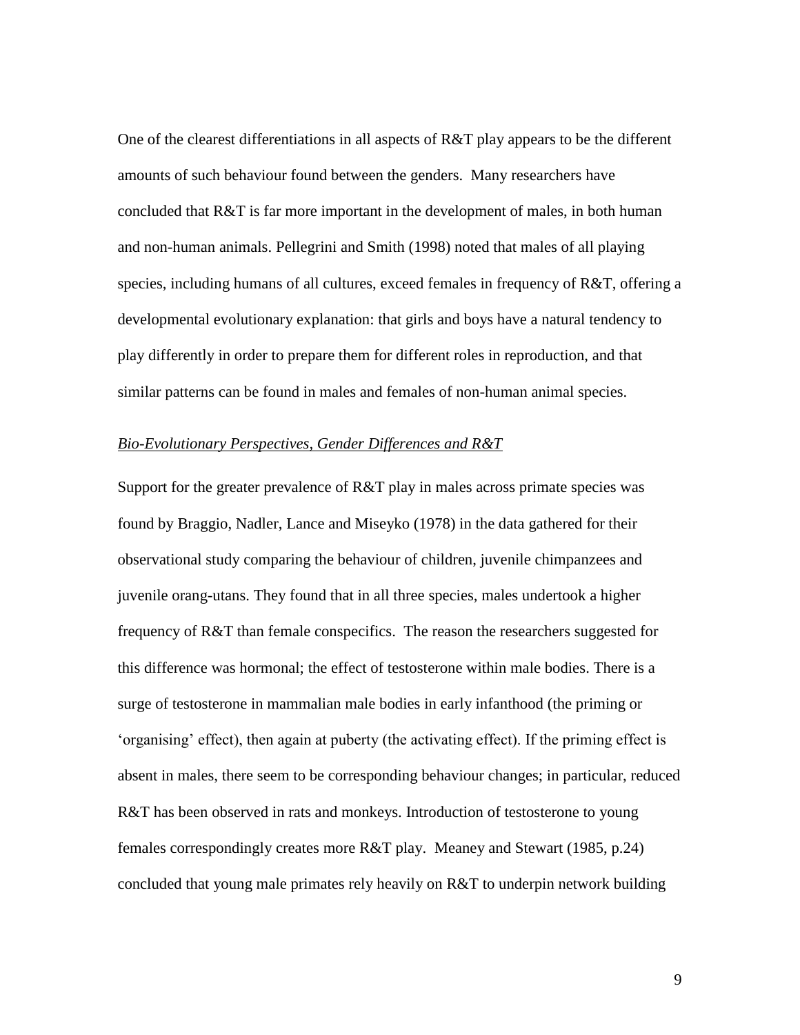One of the clearest differentiations in all aspects of R&T play appears to be the different amounts of such behaviour found between the genders. Many researchers have concluded that R&T is far more important in the development of males, in both human and non-human animals. Pellegrini and Smith (1998) noted that males of all playing species, including humans of all cultures, exceed females in frequency of R&T, offering a developmental evolutionary explanation: that girls and boys have a natural tendency to play differently in order to prepare them for different roles in reproduction, and that similar patterns can be found in males and females of non-human animal species.

### *Bio-Evolutionary Perspectives, Gender Differences and R&T*

Support for the greater prevalence of R&T play in males across primate species was found by Braggio, Nadler, Lance and Miseyko (1978) in the data gathered for their observational study comparing the behaviour of children, juvenile chimpanzees and juvenile orang-utans. They found that in all three species, males undertook a higher frequency of R&T than female conspecifics. The reason the researchers suggested for this difference was hormonal; the effect of testosterone within male bodies. There is a surge of testosterone in mammalian male bodies in early infanthood (the priming or 'organising' effect), then again at puberty (the activating effect). If the priming effect is absent in males, there seem to be corresponding behaviour changes; in particular, reduced R&T has been observed in rats and monkeys. Introduction of testosterone to young females correspondingly creates more R&T play. Meaney and Stewart (1985, p.24) concluded that young male primates rely heavily on R&T to underpin network building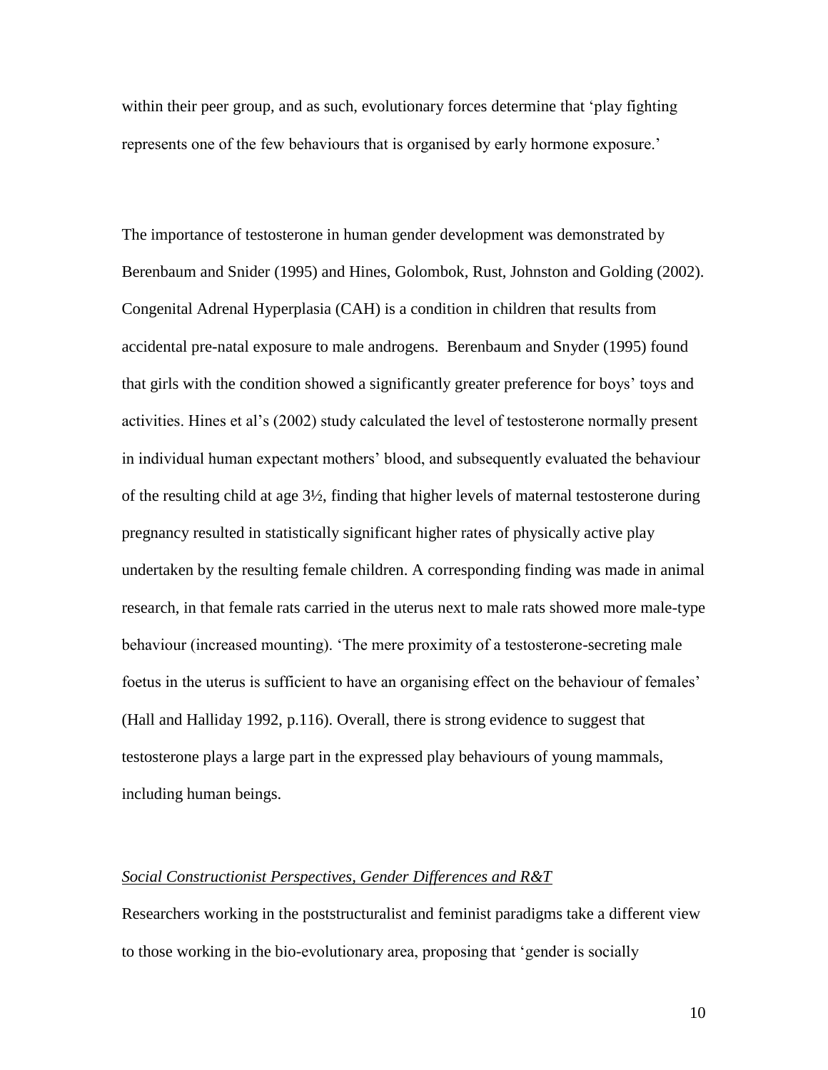within their peer group, and as such, evolutionary forces determine that 'play fighting represents one of the few behaviours that is organised by early hormone exposure.'

The importance of testosterone in human gender development was demonstrated by Berenbaum and Snider (1995) and Hines, Golombok, Rust, Johnston and Golding (2002). Congenital Adrenal Hyperplasia (CAH) is a condition in children that results from accidental pre-natal exposure to male androgens. Berenbaum and Snyder (1995) found that girls with the condition showed a significantly greater preference for boys' toys and activities. Hines et al's (2002) study calculated the level of testosterone normally present in individual human expectant mothers' blood, and subsequently evaluated the behaviour of the resulting child at age 3½, finding that higher levels of maternal testosterone during pregnancy resulted in statistically significant higher rates of physically active play undertaken by the resulting female children. A corresponding finding was made in animal research, in that female rats carried in the uterus next to male rats showed more male-type behaviour (increased mounting). 'The mere proximity of a testosterone-secreting male foetus in the uterus is sufficient to have an organising effect on the behaviour of females' (Hall and Halliday 1992, p.116). Overall, there is strong evidence to suggest that testosterone plays a large part in the expressed play behaviours of young mammals, including human beings.

*Social Constructionist Perspectives, Gender Differences and R&T*

Researchers working in the poststructuralist and feminist paradigms take a different view to those working in the bio-evolutionary area, proposing that 'gender is socially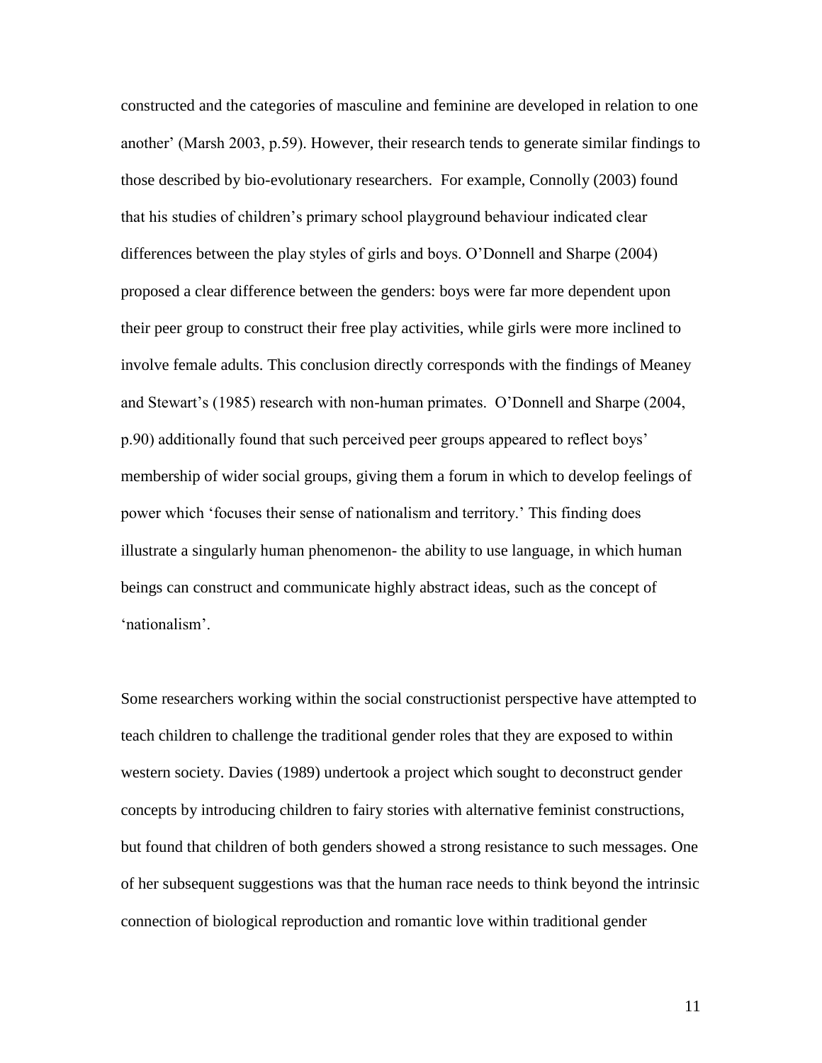constructed and the categories of masculine and feminine are developed in relation to one another' (Marsh 2003, p.59). However, their research tends to generate similar findings to those described by bio-evolutionary researchers. For example, Connolly (2003) found that his studies of children's primary school playground behaviour indicated clear differences between the play styles of girls and boys. O'Donnell and Sharpe (2004) proposed a clear difference between the genders: boys were far more dependent upon their peer group to construct their free play activities, while girls were more inclined to involve female adults. This conclusion directly corresponds with the findings of Meaney and Stewart's (1985) research with non-human primates. O'Donnell and Sharpe (2004, p.90) additionally found that such perceived peer groups appeared to reflect boys' membership of wider social groups, giving them a forum in which to develop feelings of power which 'focuses their sense of nationalism and territory.' This finding does illustrate a singularly human phenomenon- the ability to use language, in which human beings can construct and communicate highly abstract ideas, such as the concept of 'nationalism'.

Some researchers working within the social constructionist perspective have attempted to teach children to challenge the traditional gender roles that they are exposed to within western society. Davies (1989) undertook a project which sought to deconstruct gender concepts by introducing children to fairy stories with alternative feminist constructions, but found that children of both genders showed a strong resistance to such messages. One of her subsequent suggestions was that the human race needs to think beyond the intrinsic connection of biological reproduction and romantic love within traditional gender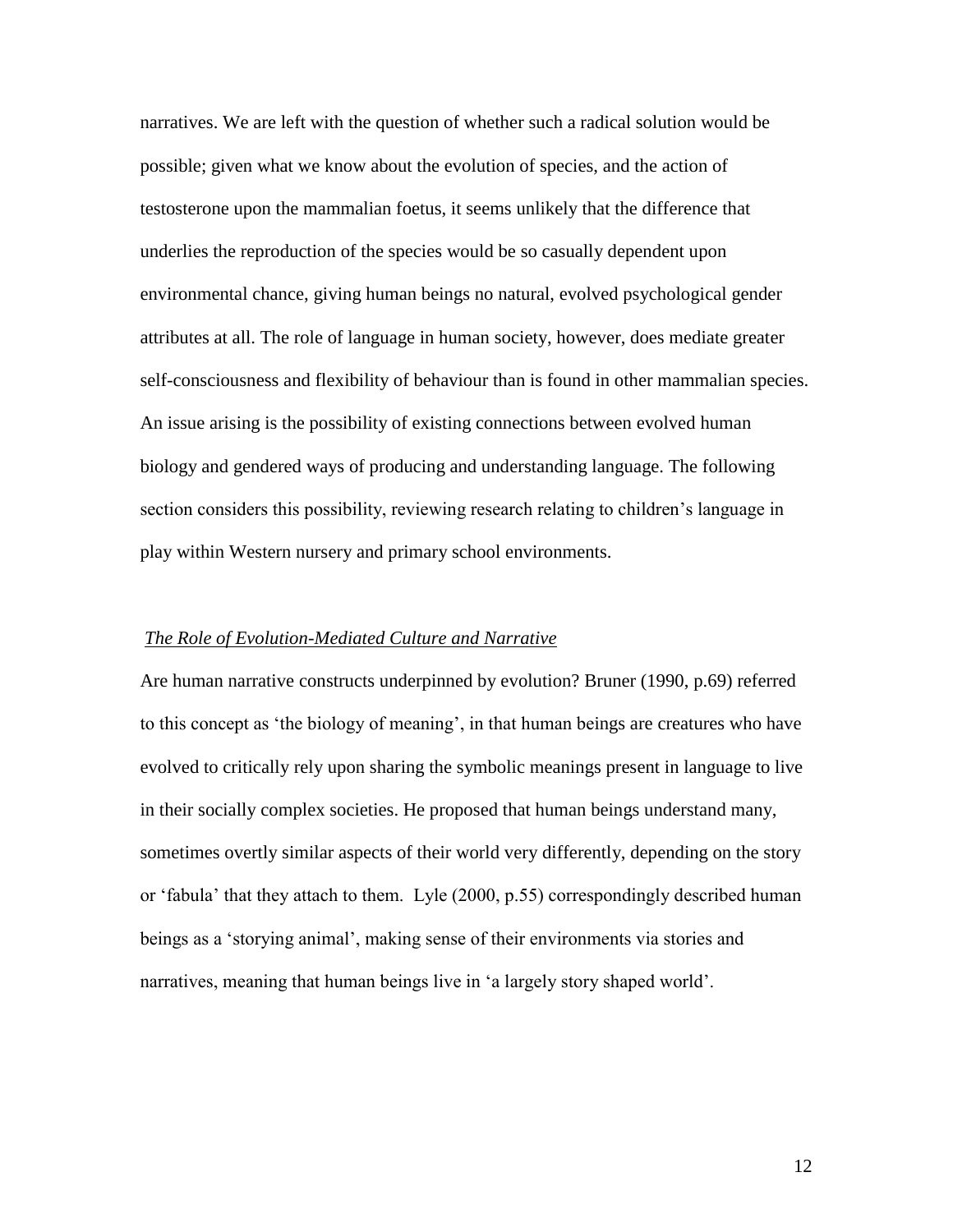narratives. We are left with the question of whether such a radical solution would be possible; given what we know about the evolution of species, and the action of testosterone upon the mammalian foetus, it seems unlikely that the difference that underlies the reproduction of the species would be so casually dependent upon environmental chance, giving human beings no natural, evolved psychological gender attributes at all. The role of language in human society, however, does mediate greater self-consciousness and flexibility of behaviour than is found in other mammalian species. An issue arising is the possibility of existing connections between evolved human biology and gendered ways of producing and understanding language. The following section considers this possibility, reviewing research relating to children's language in play within Western nursery and primary school environments.

## *The Role of Evolution-Mediated Culture and Narrative*

Are human narrative constructs underpinned by evolution? Bruner (1990, p.69) referred to this concept as 'the biology of meaning', in that human beings are creatures who have evolved to critically rely upon sharing the symbolic meanings present in language to live in their socially complex societies. He proposed that human beings understand many, sometimes overtly similar aspects of their world very differently, depending on the story or 'fabula' that they attach to them. Lyle (2000, p.55) correspondingly described human beings as a 'storying animal', making sense of their environments via stories and narratives, meaning that human beings live in 'a largely story shaped world'.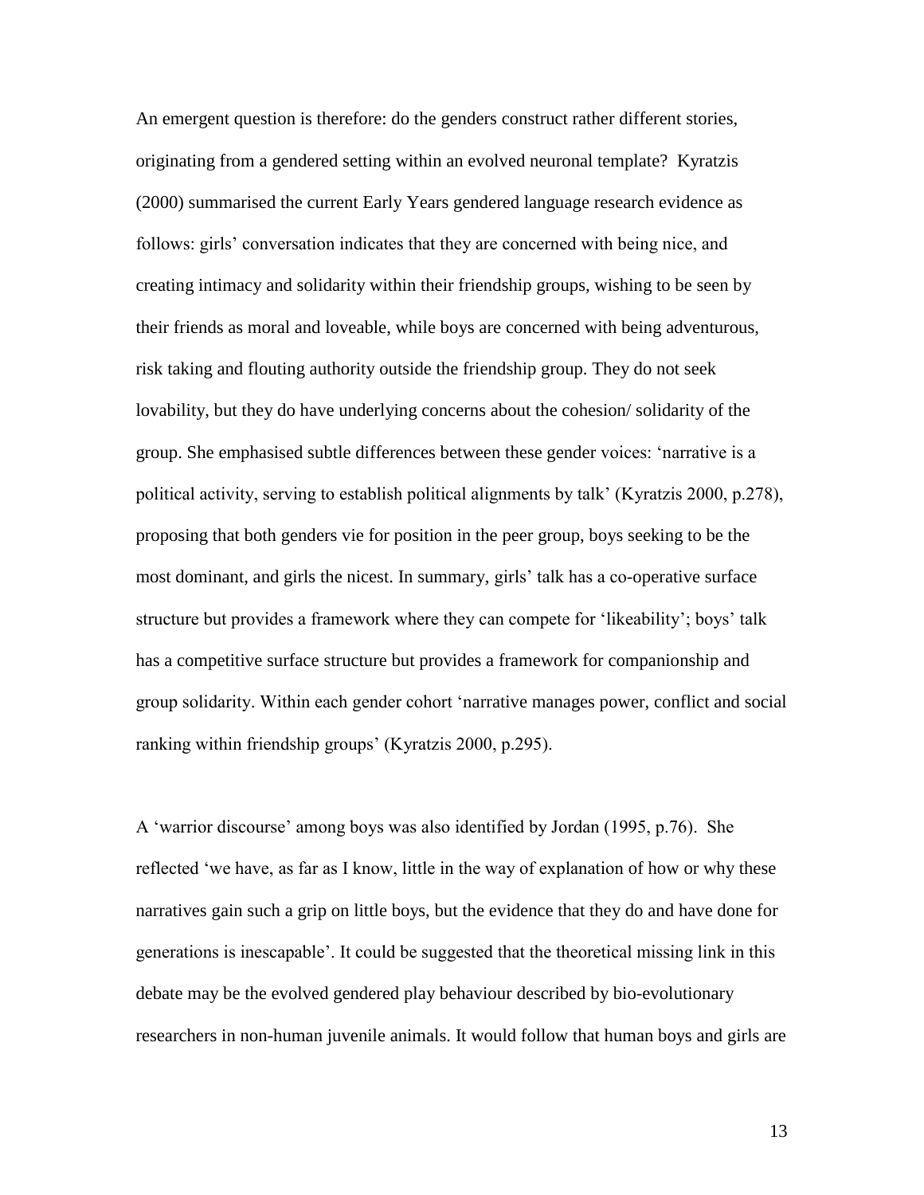An emergent question is therefore: do the genders construct rather different stories, originating from a gendered setting within an evolved neuronal template? Kyratzis (2000) summarised the current Early Years gendered language research evidence as follows: girls' conversation indicates that they are concerned with being nice, and creating intimacy and solidarity within their friendship groups, wishing to be seen by their friends as moral and loveable, while boys are concerned with being adventurous, risk taking and flouting authority outside the friendship group. They do not seek lovability, but they do have underlying concerns about the cohesion/ solidarity of the group. She emphasised subtle differences between these gender voices: 'narrative is a political activity, serving to establish political alignments by talk' (Kyratzis 2000, p.278), proposing that both genders vie for position in the peer group, boys seeking to be the most dominant, and girls the nicest. In summary, girls' talk has a co-operative surface structure but provides a framework where they can compete for 'likeability'; boys' talk has a competitive surface structure but provides a framework for companionship and group solidarity. Within each gender cohort 'narrative manages power, conflict and social ranking within friendship groups' (Kyratzis 2000, p.295).

A 'warrior discourse' among boys was also identified by Jordan (1995, p.76). She reflected 'we have, as far as I know, little in the way of explanation of how or why these narratives gain such a grip on little boys, but the evidence that they do and have done for generations is inescapable'. It could be suggested that the theoretical missing link in this debate may be the evolved gendered play behaviour described by bio-evolutionary researchers in non-human juvenile animals. It would follow that human boys and girls are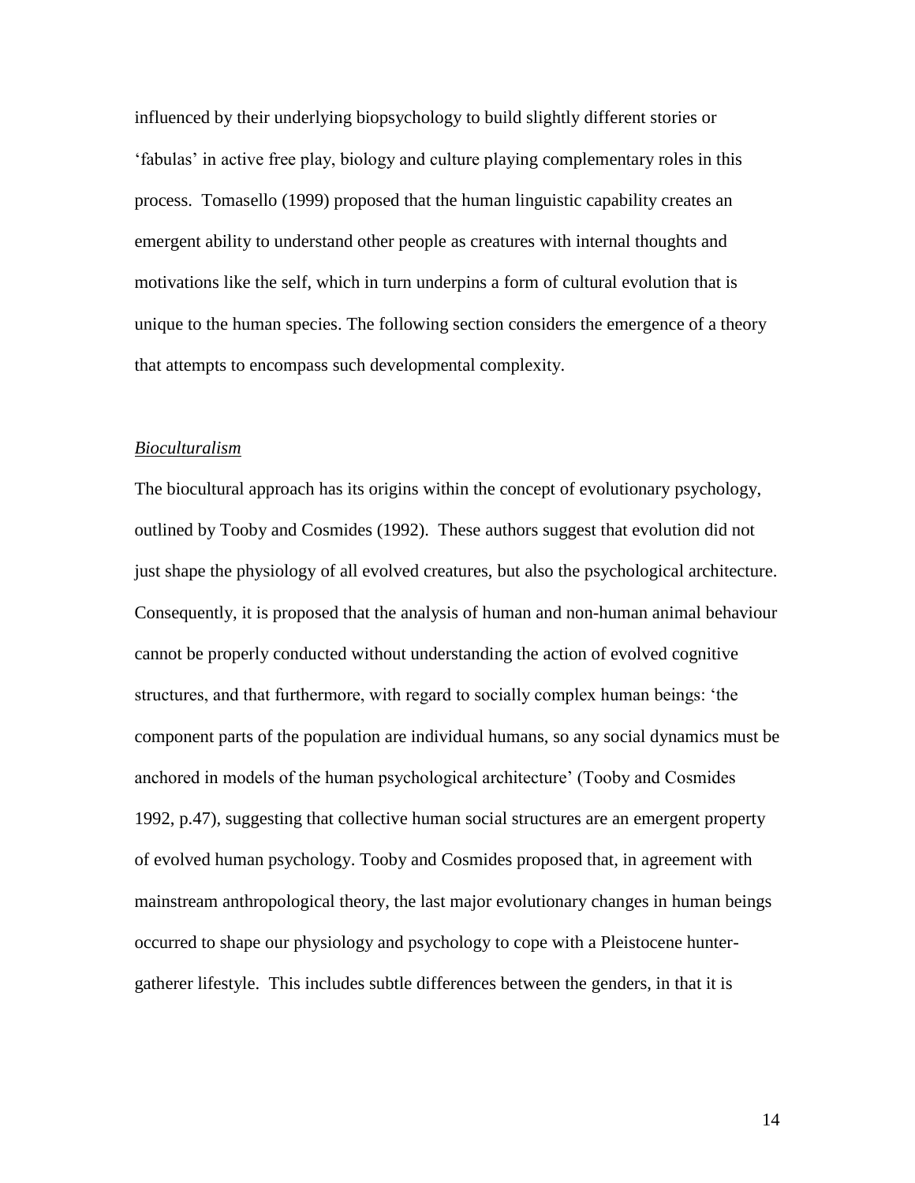influenced by their underlying biopsychology to build slightly different stories or 'fabulas' in active free play, biology and culture playing complementary roles in this process. Tomasello (1999) proposed that the human linguistic capability creates an emergent ability to understand other people as creatures with internal thoughts and motivations like the self, which in turn underpins a form of cultural evolution that is unique to the human species. The following section considers the emergence of a theory that attempts to encompass such developmental complexity.

*Bioculturalism*

The biocultural approach has its origins within the concept of evolutionary psychology, outlined by Tooby and Cosmides (1992). These authors suggest that evolution did not just shape the physiology of all evolved creatures, but also the psychological architecture. Consequently, it is proposed that the analysis of human and non-human animal behaviour cannot be properly conducted without understanding the action of evolved cognitive structures, and that furthermore, with regard to socially complex human beings: 'the component parts of the population are individual humans, so any social dynamics must be anchored in models of the human psychological architecture' (Tooby and Cosmides 1992, p.47), suggesting that collective human social structures are an emergent property of evolved human psychology. Tooby and Cosmides proposed that, in agreement with mainstream anthropological theory, the last major evolutionary changes in human beings occurred to shape our physiology and psychology to cope with a Pleistocene hunter-gatherer lifestyle. This includes subtle differences between the genders, in that it is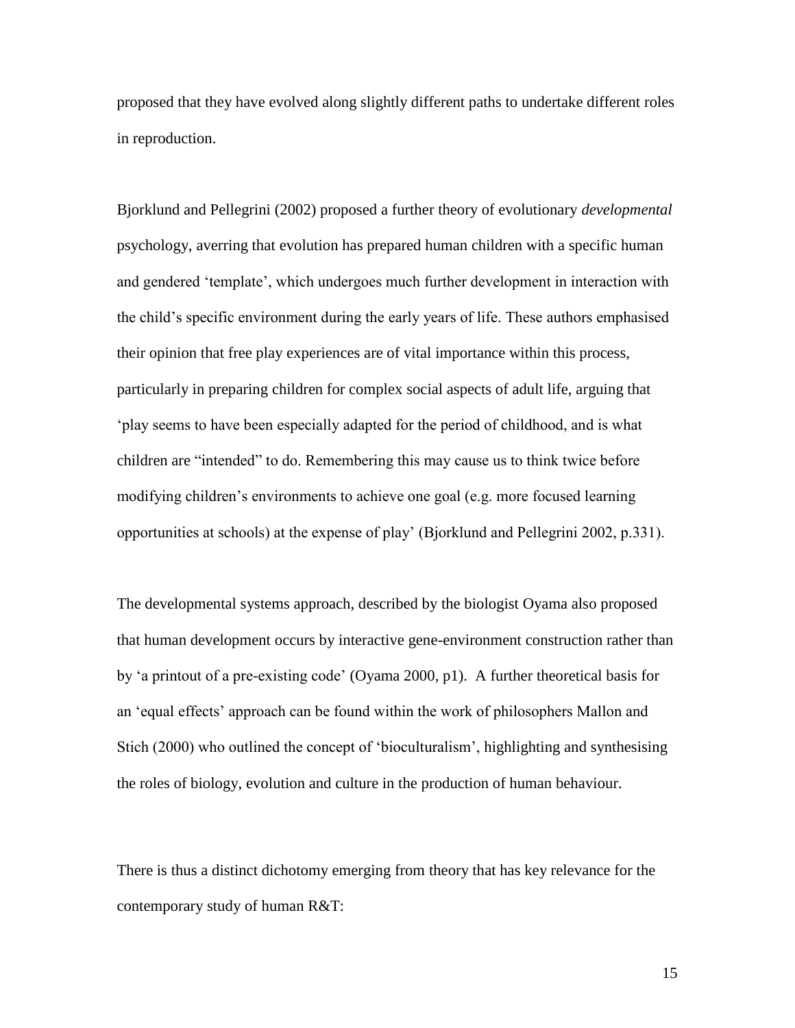proposed that they have evolved along slightly different paths to undertake different roles in reproduction.

Bjorklund and Pellegrini (2002) proposed a further theory of evolutionary *developmental* psychology, averring that evolution has prepared human children with a specific human and gendered 'template', which undergoes much further development in interaction with the child's specific environment during the early years of life. These authors emphasised their opinion that free play experiences are of vital importance within this process, particularly in preparing children for complex social aspects of adult life, arguing that 'play seems to have been especially adapted for the period of childhood, and is what children are "intended" to do. Remembering this may cause us to think twice before modifying children's environments to achieve one goal (e.g. more focused learning opportunities at schools) at the expense of play' (Bjorklund and Pellegrini 2002, p.331).

The developmental systems approach, described by the biologist Oyama also proposed that human development occurs by interactive gene-environment construction rather than by 'a printout of a pre-existing code' (Oyama 2000, p1). A further theoretical basis for an 'equal effects' approach can be found within the work of philosophers Mallon and Stich (2000) who outlined the concept of 'bioculturalism', highlighting and synthesising the roles of biology, evolution and culture in the production of human behaviour.

There is thus a distinct dichotomy emerging from theory that has key relevance for the contemporary study of human R&T: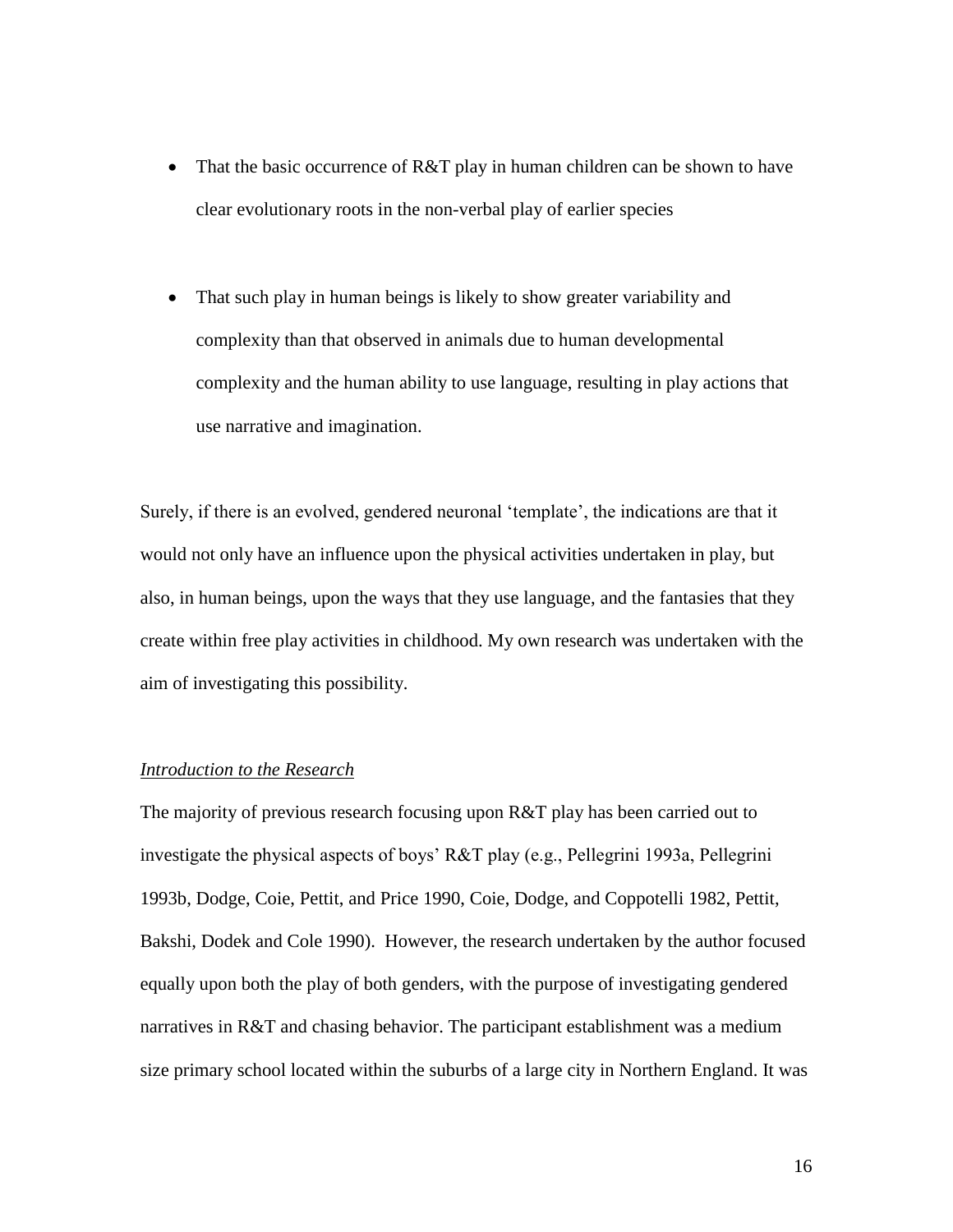- That the basic occurrence of R&T play in human children can be shown to have clear evolutionary roots in the non-verbal play of earlier species

- That such play in human beings is likely to show greater variability and complexity than that observed in animals due to human developmental complexity and the human ability to use language, resulting in play actions that use narrative and imagination.

Surely, if there is an evolved, gendered neuronal 'template', the indications are that it would not only have an influence upon the physical activities undertaken in play, but also, in human beings, upon the ways that they use language, and the fantasies that they create within free play activities in childhood. My own research was undertaken with the aim of investigating this possibility.

*Introduction to the Research*

The majority of previous research focusing upon R&T play has been carried out to investigate the physical aspects of boys' R&T play (e.g., Pellegrini 1993a, Pellegrini 1993b, Dodge, Coie, Pettit, and Price 1990, Coie, Dodge, and Coppotelli 1982, Pettit, Bakshi, Dodek and Cole 1990). However, the research undertaken by the author focused equally upon both the play of both genders, with the purpose of investigating gendered narratives in R&T and chasing behavior. The participant establishment was a medium size primary school located within the suburbs of a large city in Northern England. It was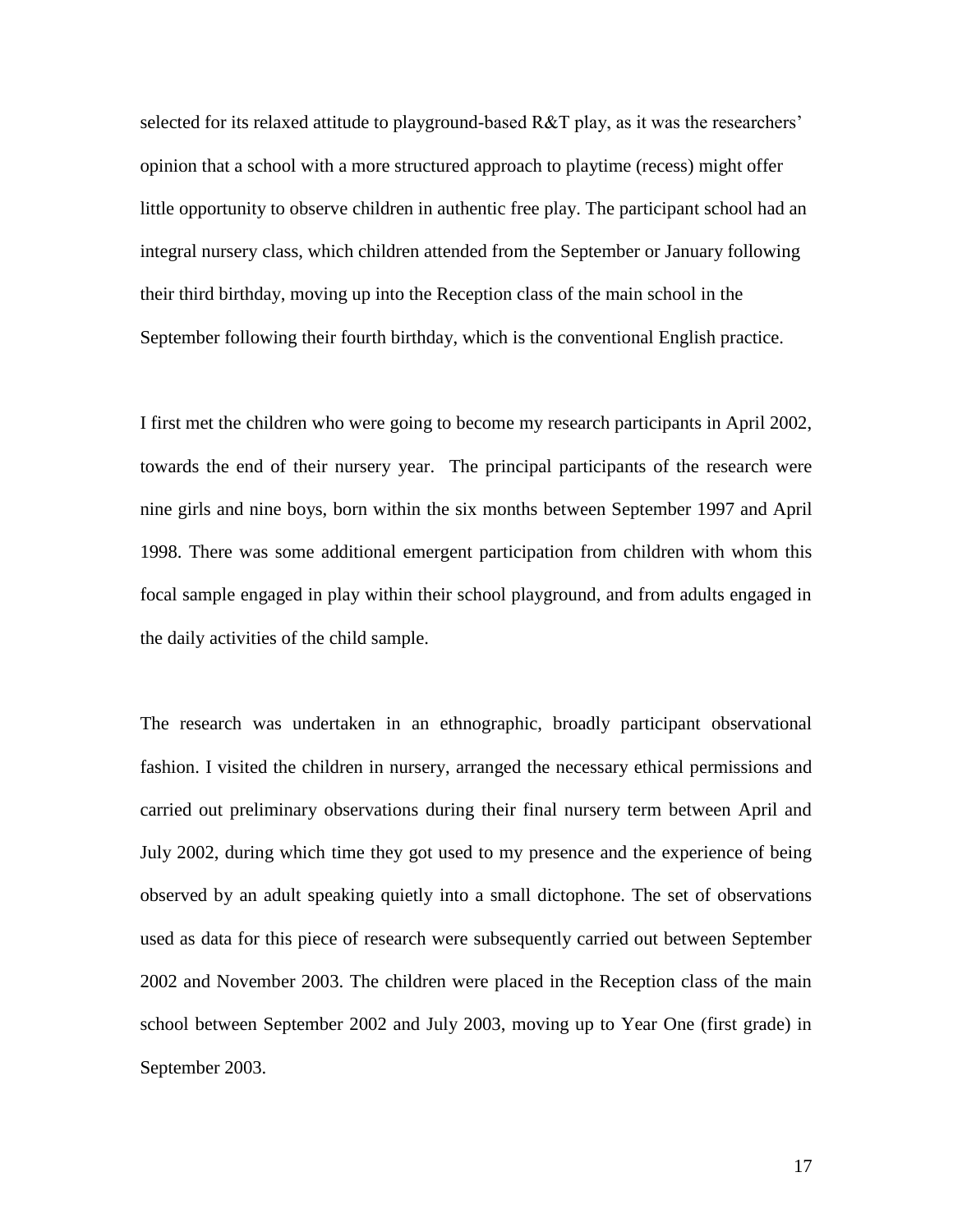selected for its relaxed attitude to playground-based R&T play, as it was the researchers' opinion that a school with a more structured approach to playtime (recess) might offer little opportunity to observe children in authentic free play. The participant school had an integral nursery class, which children attended from the September or January following their third birthday, moving up into the Reception class of the main school in the September following their fourth birthday, which is the conventional English practice.

I first met the children who were going to become my research participants in April 2002, towards the end of their nursery year. The principal participants of the research were nine girls and nine boys, born within the six months between September 1997 and April 1998. There was some additional emergent participation from children with whom this focal sample engaged in play within their school playground, and from adults engaged in the daily activities of the child sample.

The research was undertaken in an ethnographic, broadly participant observational fashion. I visited the children in nursery, arranged the necessary ethical permissions and carried out preliminary observations during their final nursery term between April and July 2002, during which time they got used to my presence and the experience of being observed by an adult speaking quietly into a small dictophone. The set of observations used as data for this piece of research were subsequently carried out between September 2002 and November 2003. The children were placed in the Reception class of the main school between September 2002 and July 2003, moving up to Year One (first grade) in September 2003.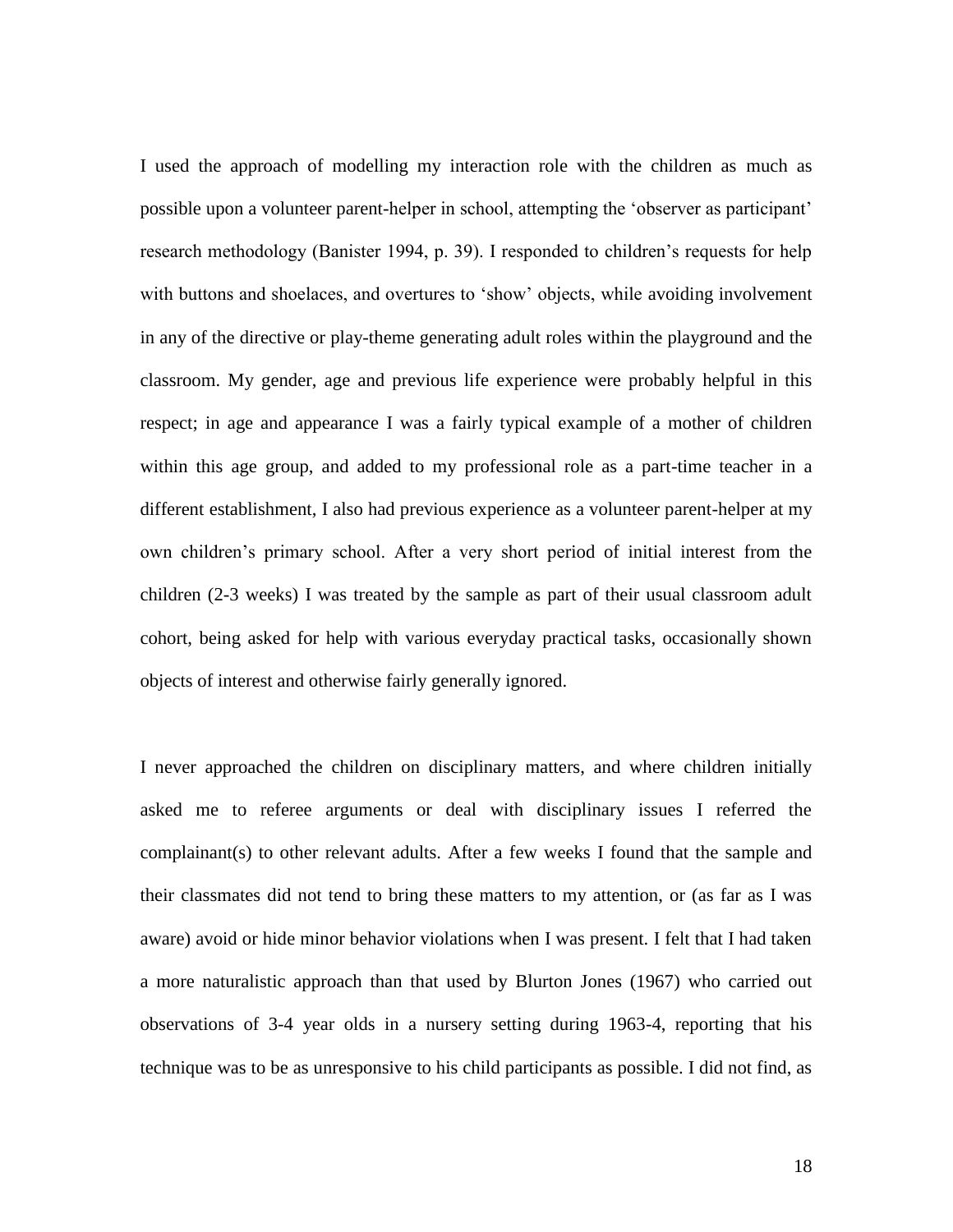I used the approach of modelling my interaction role with the children as much as possible upon a volunteer parent-helper in school, attempting the 'observer as participant' research methodology (Banister 1994, p. 39). I responded to children's requests for help with buttons and shoelaces, and overtures to 'show' objects, while avoiding involvement in any of the directive or play-theme generating adult roles within the playground and the classroom. My gender, age and previous life experience were probably helpful in this respect; in age and appearance I was a fairly typical example of a mother of children within this age group, and added to my professional role as a part-time teacher in a different establishment, I also had previous experience as a volunteer parent-helper at my own children's primary school. After a very short period of initial interest from the children (2-3 weeks) I was treated by the sample as part of their usual classroom adult cohort, being asked for help with various everyday practical tasks, occasionally shown objects of interest and otherwise fairly generally ignored.

I never approached the children on disciplinary matters, and where children initially asked me to referee arguments or deal with disciplinary issues I referred the complainant(s) to other relevant adults. After a few weeks I found that the sample and their classmates did not tend to bring these matters to my attention, or (as far as I was aware) avoid or hide minor behavior violations when I was present. I felt that I had taken a more naturalistic approach than that used by Blurton Jones (1967) who carried out observations of 3-4 year olds in a nursery setting during 1963-4, reporting that his technique was to be as unresponsive to his child participants as possible. I did not find, as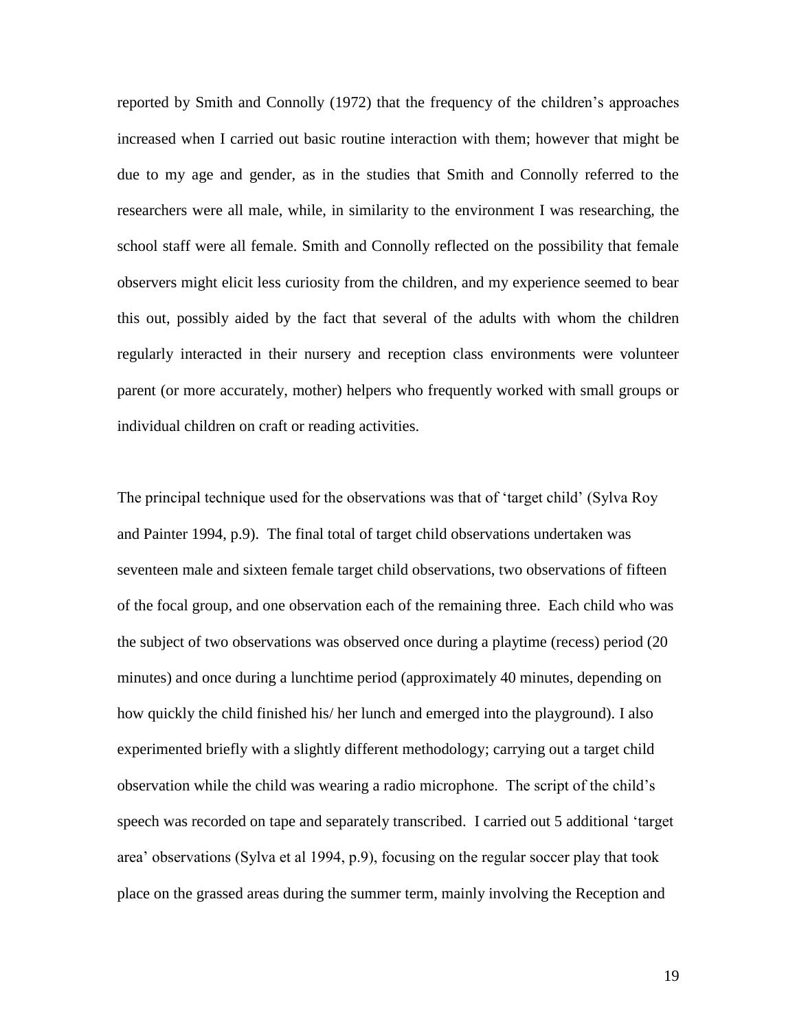reported by Smith and Connolly (1972) that the frequency of the children's approaches increased when I carried out basic routine interaction with them; however that might be due to my age and gender, as in the studies that Smith and Connolly referred to the researchers were all male, while, in similarity to the environment I was researching, the school staff were all female. Smith and Connolly reflected on the possibility that female observers might elicit less curiosity from the children, and my experience seemed to bear this out, possibly aided by the fact that several of the adults with whom the children regularly interacted in their nursery and reception class environments were volunteer parent (or more accurately, mother) helpers who frequently worked with small groups or individual children on craft or reading activities.

The principal technique used for the observations was that of 'target child' (Sylva Roy and Painter 1994, p.9). The final total of target child observations undertaken was seventeen male and sixteen female target child observations, two observations of fifteen of the focal group, and one observation each of the remaining three. Each child who was the subject of two observations was observed once during a playtime (recess) period (20 minutes) and once during a lunchtime period (approximately 40 minutes, depending on how quickly the child finished his/ her lunch and emerged into the playground). I also experimented briefly with a slightly different methodology; carrying out a target child observation while the child was wearing a radio microphone. The script of the child's speech was recorded on tape and separately transcribed. I carried out 5 additional 'target area' observations (Sylva et al 1994, p.9), focusing on the regular soccer play that took place on the grassed areas during the summer term, mainly involving the Reception and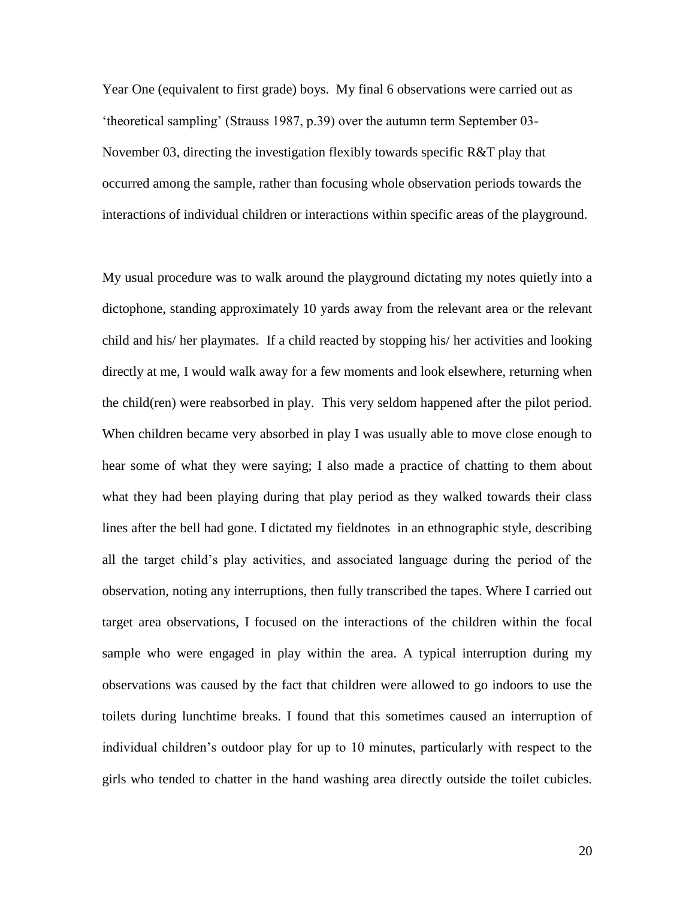Year One (equivalent to first grade) boys. My final 6 observations were carried out as 'theoretical sampling' (Strauss 1987, p.39) over the autumn term September 03-November 03, directing the investigation flexibly towards specific R&T play that occurred among the sample, rather than focusing whole observation periods towards the interactions of individual children or interactions within specific areas of the playground.

My usual procedure was to walk around the playground dictating my notes quietly into a dictophone, standing approximately 10 yards away from the relevant area or the relevant child and his/ her playmates. If a child reacted by stopping his/ her activities and looking directly at me, I would walk away for a few moments and look elsewhere, returning when the child(ren) were reabsorbed in play. This very seldom happened after the pilot period. When children became very absorbed in play I was usually able to move close enough to hear some of what they were saying; I also made a practice of chatting to them about what they had been playing during that play period as they walked towards their class lines after the bell had gone. I dictated my fieldnotes in an ethnographic style, describing all the target child's play activities, and associated language during the period of the observation, noting any interruptions, then fully transcribed the tapes. Where I carried out target area observations, I focused on the interactions of the children within the focal sample who were engaged in play within the area. A typical interruption during my observations was caused by the fact that children were allowed to go indoors to use the toilets during lunchtime breaks. I found that this sometimes caused an interruption of individual children's outdoor play for up to 10 minutes, particularly with respect to the girls who tended to chatter in the hand washing area directly outside the toilet cubicles.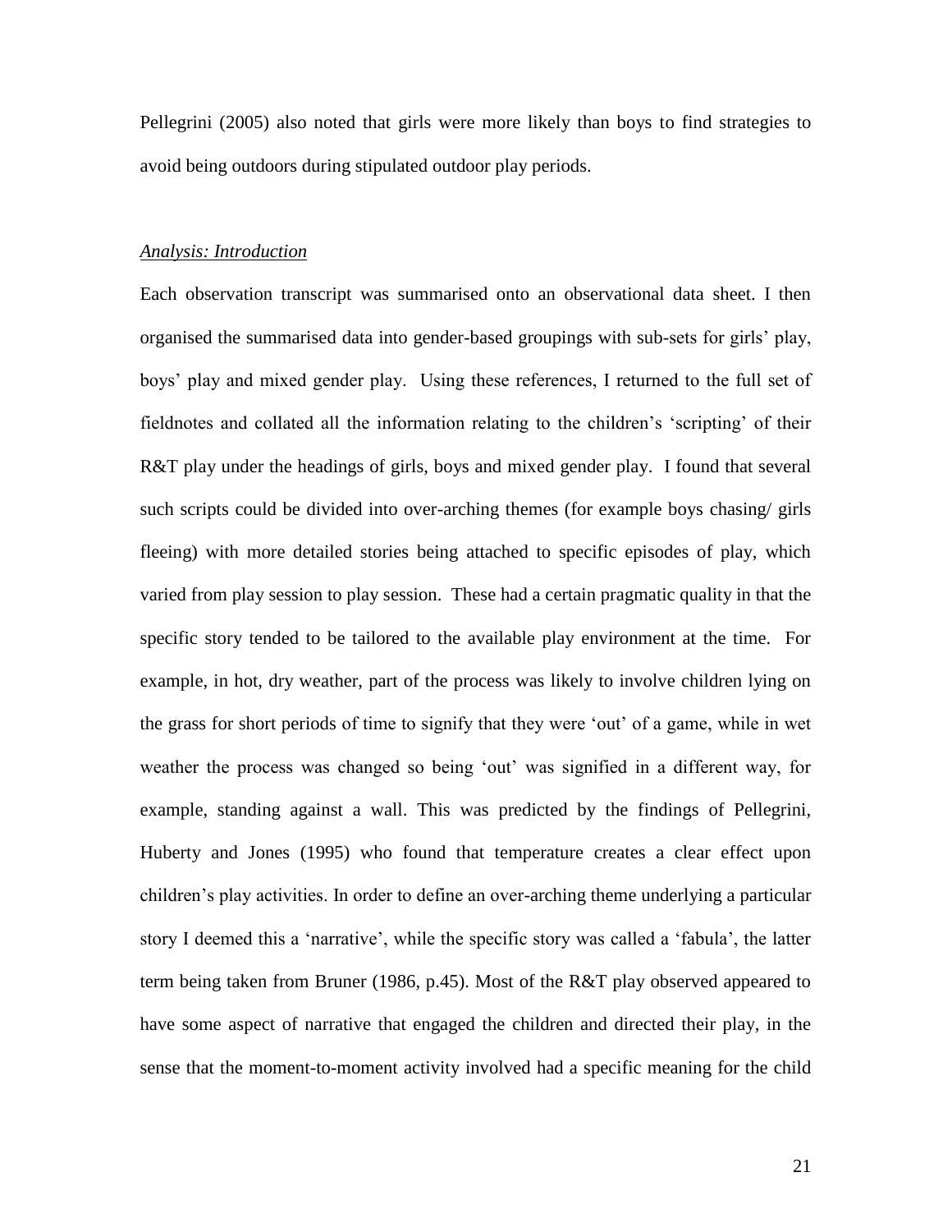Pellegrini (2005) also noted that girls were more likely than boys to find strategies to avoid being outdoors during stipulated outdoor play periods.

### *Analysis: Introduction*

Each observation transcript was summarised onto an observational data sheet. I then organised the summarised data into gender-based groupings with sub-sets for girls' play, boys' play and mixed gender play. Using these references, I returned to the full set of fieldnotes and collated all the information relating to the children's 'scripting' of their R&T play under the headings of girls, boys and mixed gender play. I found that several such scripts could be divided into over-arching themes (for example boys chasing/ girls fleeing) with more detailed stories being attached to specific episodes of play, which varied from play session to play session. These had a certain pragmatic quality in that the specific story tended to be tailored to the available play environment at the time. For example, in hot, dry weather, part of the process was likely to involve children lying on the grass for short periods of time to signify that they were 'out' of a game, while in wet weather the process was changed so being 'out' was signified in a different way, for example, standing against a wall. This was predicted by the findings of Pellegrini, Huberty and Jones (1995) who found that temperature creates a clear effect upon children's play activities. In order to define an over-arching theme underlying a particular story I deemed this a 'narrative', while the specific story was called a 'fabula', the latter term being taken from Bruner (1986, p.45). Most of the R&T play observed appeared to have some aspect of narrative that engaged the children and directed their play, in the sense that the moment-to-moment activity involved had a specific meaning for the child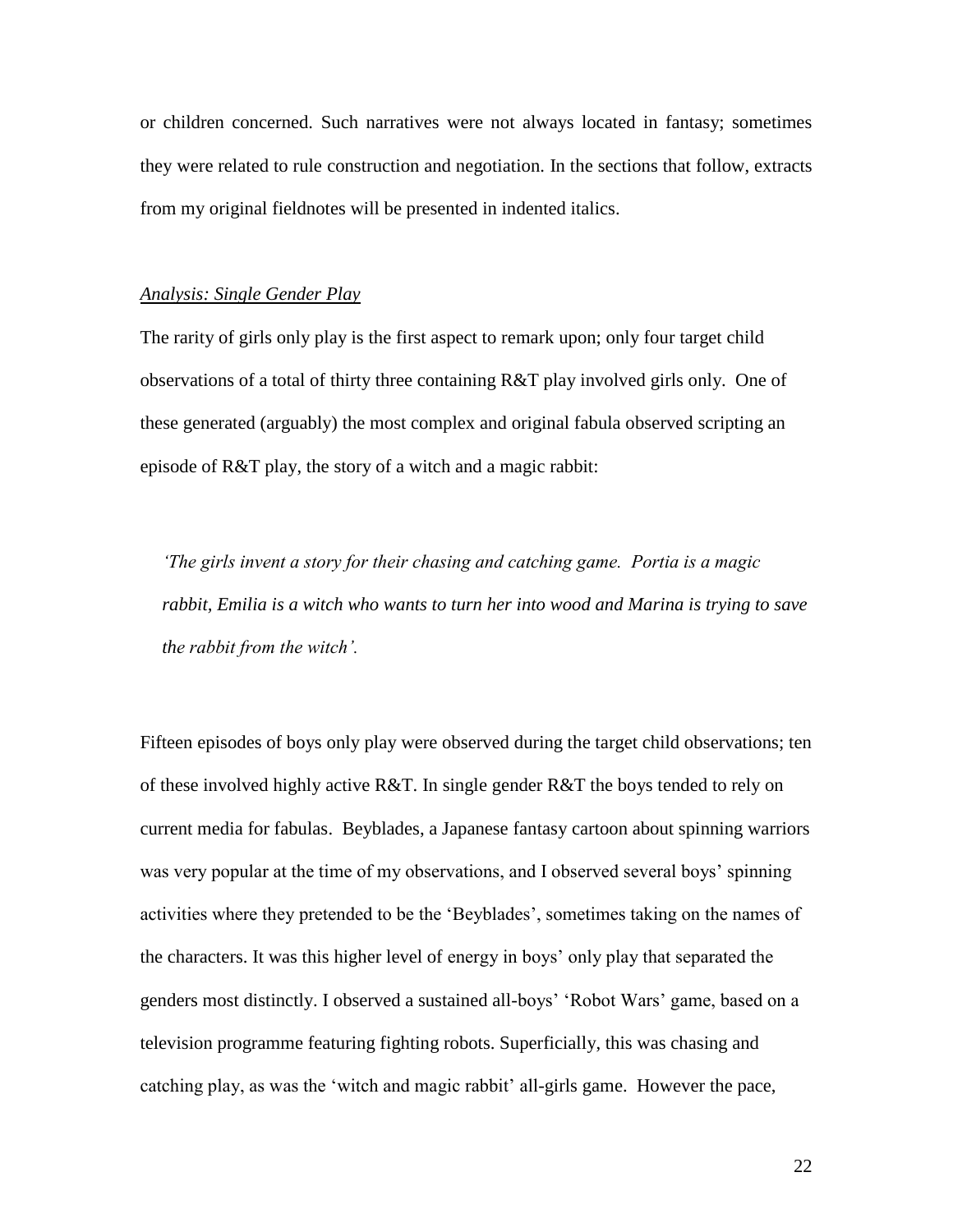or children concerned. Such narratives were not always located in fantasy; sometimes they were related to rule construction and negotiation. In the sections that follow, extracts from my original fieldnotes will be presented in indented italics.

## *Analysis: Single Gender Play*

The rarity of girls only play is the first aspect to remark upon; only four target child observations of a total of thirty three containing R&T play involved girls only. One of these generated (arguably) the most complex and original fabula observed scripting an episode of R&T play, the story of a witch and a magic rabbit:

> *'The girls invent a story for their chasing and catching game. Portia is a magic rabbit, Emilia is a witch who wants to turn her into wood and Marina is trying to save the rabbit from the witch'.*

Fifteen episodes of boys only play were observed during the target child observations; ten of these involved highly active R&T. In single gender R&T the boys tended to rely on current media for fabulas. Beyblades, a Japanese fantasy cartoon about spinning warriors was very popular at the time of my observations, and I observed several boys' spinning activities where they pretended to be the 'Beyblades', sometimes taking on the names of the characters. It was this higher level of energy in boys' only play that separated the genders most distinctly. I observed a sustained all-boys' 'Robot Wars' game, based on a television programme featuring fighting robots. Superficially, this was chasing and catching play, as was the 'witch and magic rabbit' all-girls game. However the pace,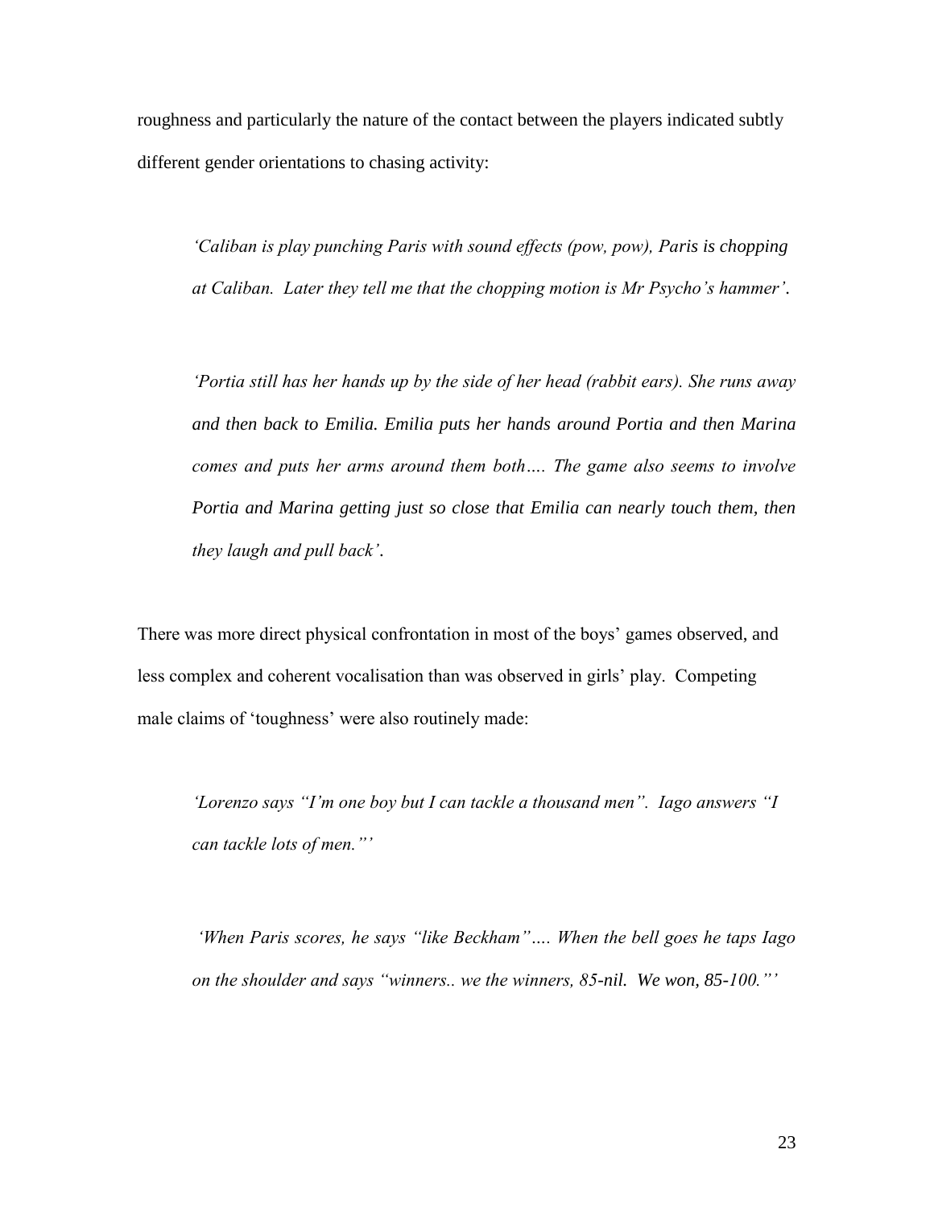roughness and particularly the nature of the contact between the players indicated subtly different gender orientations to chasing activity:

> *'Caliban is play punching Paris with sound effects (pow, pow), Paris is chopping at Caliban. Later they tell me that the chopping motion is Mr Psycho's hammer'.*

> *'Portia still has her hands up by the side of her head (rabbit ears). She runs away and then back to Emilia. Emilia puts her hands around Portia and then Marina comes and puts her arms around them both…. The game also seems to involve Portia and Marina getting just so close that Emilia can nearly touch them, then they laugh and pull back'.*

There was more direct physical confrontation in most of the boys' games observed, and less complex and coherent vocalisation than was observed in girls' play. Competing male claims of 'toughness' were also routinely made:

> *'Lorenzo says "I'm one boy but I can tackle a thousand men". Iago answers "I can tackle lots of men."'*

> *'When Paris scores, he says "like Beckham"…. When the bell goes he taps Iago on the shoulder and says "winners.. we the winners, 85-nil. We won, 85-100."'*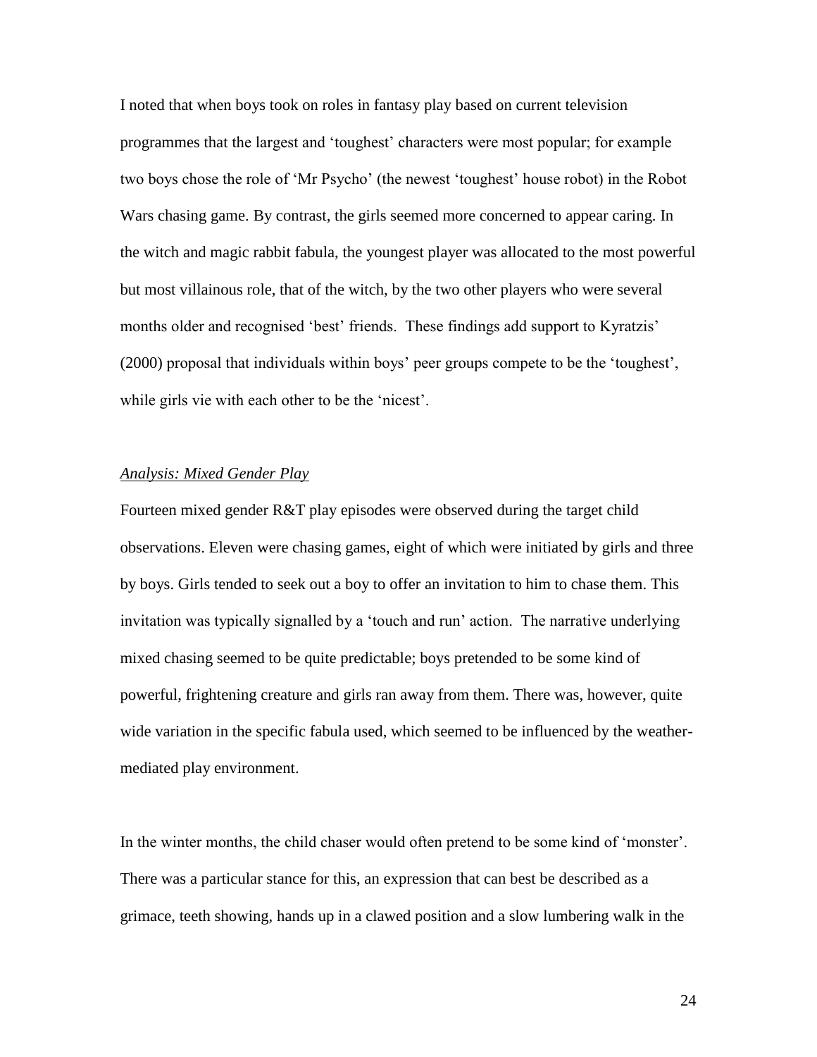I noted that when boys took on roles in fantasy play based on current television programmes that the largest and 'toughest' characters were most popular; for example two boys chose the role of 'Mr Psycho' (the newest 'toughest' house robot) in the Robot Wars chasing game. By contrast, the girls seemed more concerned to appear caring. In the witch and magic rabbit fabula, the youngest player was allocated to the most powerful but most villainous role, that of the witch, by the two other players who were several months older and recognised 'best' friends. These findings add support to Kyratzis' (2000) proposal that individuals within boys' peer groups compete to be the 'toughest', while girls vie with each other to be the 'nicest'.

*Analysis: Mixed Gender Play*

Fourteen mixed gender R&T play episodes were observed during the target child observations. Eleven were chasing games, eight of which were initiated by girls and three by boys. Girls tended to seek out a boy to offer an invitation to him to chase them. This invitation was typically signalled by a 'touch and run' action. The narrative underlying mixed chasing seemed to be quite predictable; boys pretended to be some kind of powerful, frightening creature and girls ran away from them. There was, however, quite wide variation in the specific fabula used, which seemed to be influenced by the weather-mediated play environment.

In the winter months, the child chaser would often pretend to be some kind of 'monster'. There was a particular stance for this, an expression that can best be described as a grimace, teeth showing, hands up in a clawed position and a slow lumbering walk in the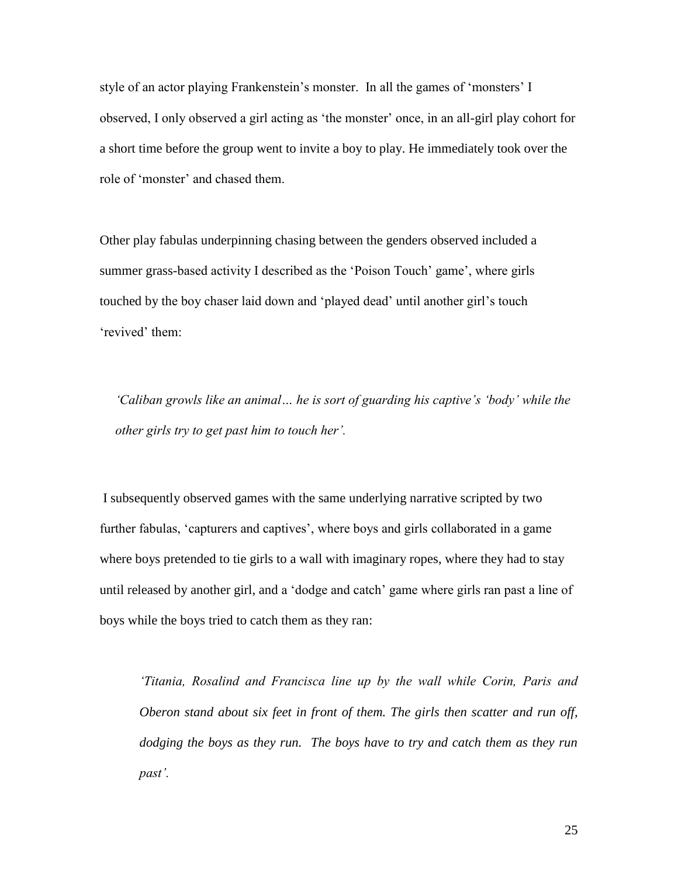style of an actor playing Frankenstein's monster. In all the games of 'monsters' I observed, I only observed a girl acting as 'the monster' once, in an all-girl play cohort for a short time before the group went to invite a boy to play. He immediately took over the role of 'monster' and chased them.

Other play fabulas underpinning chasing between the genders observed included a summer grass-based activity I described as the 'Poison Touch' game', where girls touched by the boy chaser laid down and 'played dead' until another girl's touch 'revived' them:

> *'Caliban growls like an animal… he is sort of guarding his captive's 'body' while the other girls try to get past him to touch her'.*

I subsequently observed games with the same underlying narrative scripted by two further fabulas, 'capturers and captives', where boys and girls collaborated in a game where boys pretended to tie girls to a wall with imaginary ropes, where they had to stay until released by another girl, and a 'dodge and catch' game where girls ran past a line of boys while the boys tried to catch them as they ran:

> *'Titania, Rosalind and Francisca line up by the wall while Corin, Paris and Oberon stand about six feet in front of them. The girls then scatter and run off, dodging the boys as they run. The boys have to try and catch them as they run past'.*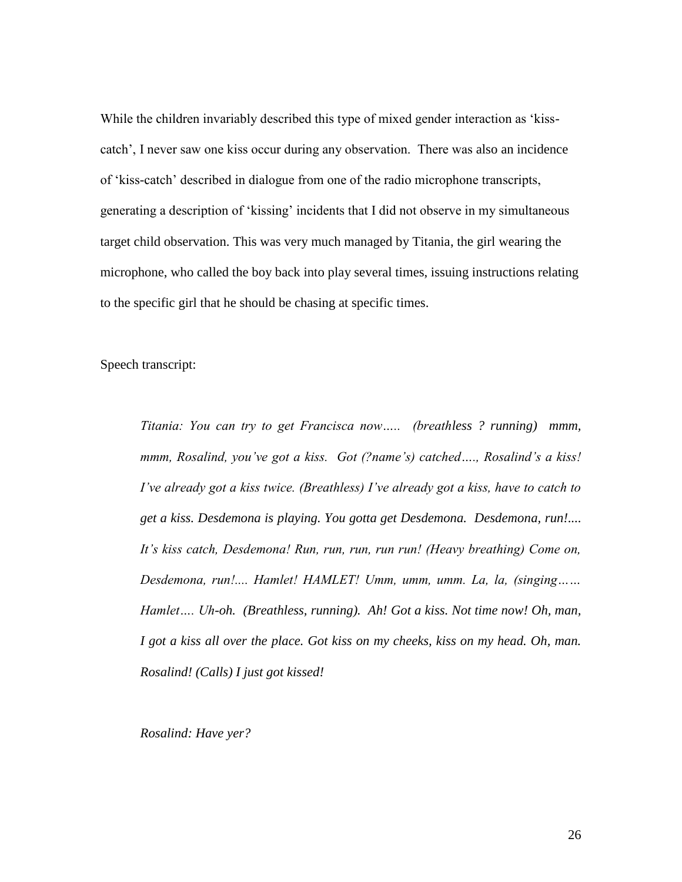While the children invariably described this type of mixed gender interaction as 'kiss-catch', I never saw one kiss occur during any observation. There was also an incidence of 'kiss-catch' described in dialogue from one of the radio microphone transcripts, generating a description of 'kissing' incidents that I did not observe in my simultaneous target child observation. This was very much managed by Titania, the girl wearing the microphone, who called the boy back into play several times, issuing instructions relating to the specific girl that he should be chasing at specific times.

Speech transcript:

> *Titania: You can try to get Francisca now….. (breathless ? running) mmm, mmm, Rosalind, you've got a kiss. Got (?name's) catched…., Rosalind's a kiss! I've already got a kiss twice. (Breathless) I've already got a kiss, have to catch to get a kiss. Desdemona is playing. You gotta get Desdemona. Desdemona, run!.... It's kiss catch, Desdemona! Run, run, run, run run! (Heavy breathing) Come on, Desdemona, run!.... Hamlet! HAMLET! Umm, umm, umm. La, la, (singing…… Hamlet…. Uh-oh. (Breathless, running). Ah! Got a kiss. Not time now! Oh, man, I got a kiss all over the place. Got kiss on my cheeks, kiss on my head. Oh, man. Rosalind! (Calls) I just got kissed!*
>
> *Rosalind: Have yer?*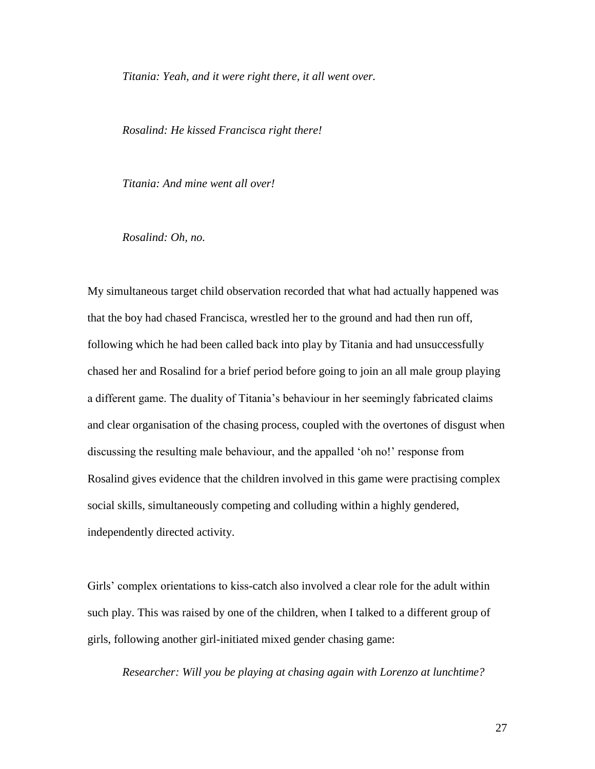*Titania: Yeah, and it were right there, it all went over.*

*Rosalind: He kissed Francisca right there!*

*Titania: And mine went all over!*

*Rosalind: Oh, no.*

My simultaneous target child observation recorded that what had actually happened was that the boy had chased Francisca, wrestled her to the ground and had then run off, following which he had been called back into play by Titania and had unsuccessfully chased her and Rosalind for a brief period before going to join an all male group playing a different game. The duality of Titania's behaviour in her seemingly fabricated claims and clear organisation of the chasing process, coupled with the overtones of disgust when discussing the resulting male behaviour, and the appalled 'oh no!' response from Rosalind gives evidence that the children involved in this game were practising complex social skills, simultaneously competing and colluding within a highly gendered, independently directed activity.

Girls' complex orientations to kiss-catch also involved a clear role for the adult within such play. This was raised by one of the children, when I talked to a different group of girls, following another girl-initiated mixed gender chasing game:

*Researcher: Will you be playing at chasing again with Lorenzo at lunchtime?*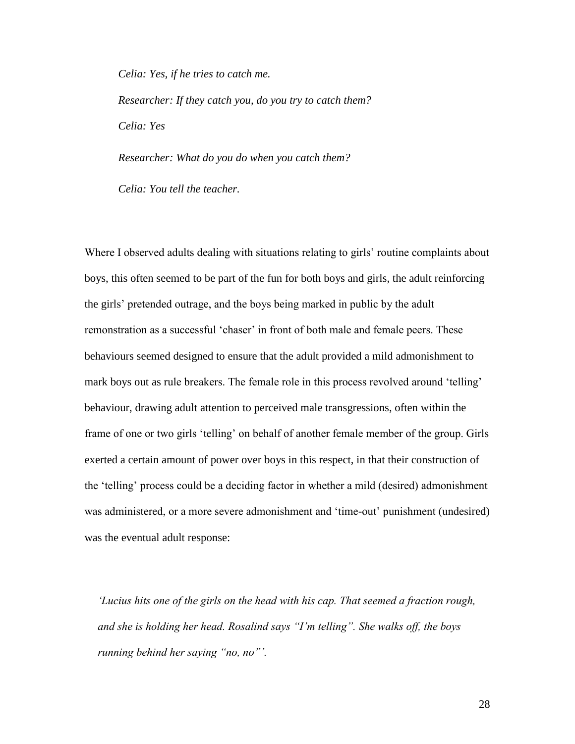*Celia: Yes, if he tries to catch me.*

*Researcher: If they catch you, do you try to catch them?*

*Celia: Yes*

*Researcher: What do you do when you catch them?*

*Celia: You tell the teacher.*

Where I observed adults dealing with situations relating to girls' routine complaints about boys, this often seemed to be part of the fun for both boys and girls, the adult reinforcing the girls' pretended outrage, and the boys being marked in public by the adult remonstration as a successful 'chaser' in front of both male and female peers. These behaviours seemed designed to ensure that the adult provided a mild admonishment to mark boys out as rule breakers. The female role in this process revolved around 'telling' behaviour, drawing adult attention to perceived male transgressions, often within the frame of one or two girls 'telling' on behalf of another female member of the group. Girls exerted a certain amount of power over boys in this respect, in that their construction of the 'telling' process could be a deciding factor in whether a mild (desired) admonishment was administered, or a more severe admonishment and 'time-out' punishment (undesired) was the eventual adult response:

*'Lucius hits one of the girls on the head with his cap. That seemed a fraction rough, and she is holding her head. Rosalind says "I'm telling". She walks off, the boys running behind her saying "no, no"'.*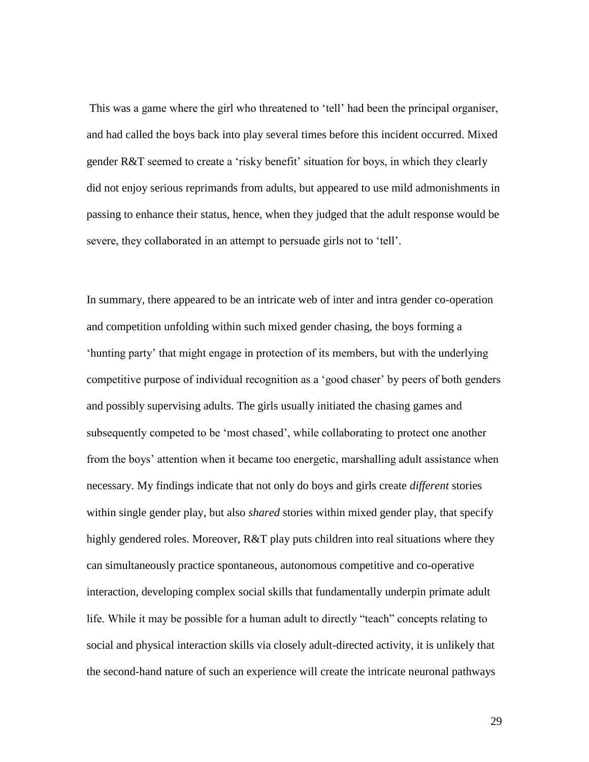This was a game where the girl who threatened to 'tell' had been the principal organiser, and had called the boys back into play several times before this incident occurred. Mixed gender R&T seemed to create a 'risky benefit' situation for boys, in which they clearly did not enjoy serious reprimands from adults, but appeared to use mild admonishments in passing to enhance their status, hence, when they judged that the adult response would be severe, they collaborated in an attempt to persuade girls not to 'tell'.

In summary, there appeared to be an intricate web of inter and intra gender co-operation and competition unfolding within such mixed gender chasing, the boys forming a 'hunting party' that might engage in protection of its members, but with the underlying competitive purpose of individual recognition as a 'good chaser' by peers of both genders and possibly supervising adults. The girls usually initiated the chasing games and subsequently competed to be 'most chased', while collaborating to protect one another from the boys' attention when it became too energetic, marshalling adult assistance when necessary. My findings indicate that not only do boys and girls create *different* stories within single gender play, but also *shared* stories within mixed gender play, that specify highly gendered roles. Moreover, R&T play puts children into real situations where they can simultaneously practice spontaneous, autonomous competitive and co-operative interaction, developing complex social skills that fundamentally underpin primate adult life. While it may be possible for a human adult to directly "teach" concepts relating to social and physical interaction skills via closely adult-directed activity, it is unlikely that the second-hand nature of such an experience will create the intricate neuronal pathways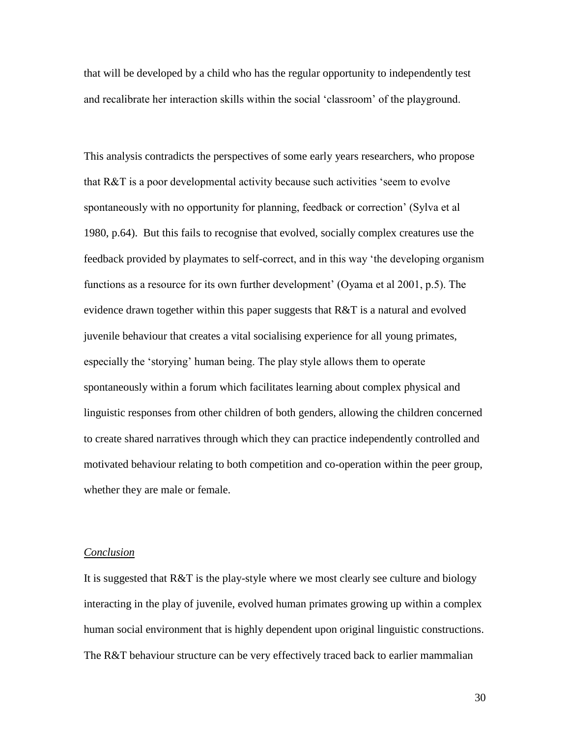that will be developed by a child who has the regular opportunity to independently test and recalibrate her interaction skills within the social 'classroom' of the playground.

This analysis contradicts the perspectives of some early years researchers, who propose that R&T is a poor developmental activity because such activities 'seem to evolve spontaneously with no opportunity for planning, feedback or correction' (Sylva et al 1980, p.64). But this fails to recognise that evolved, socially complex creatures use the feedback provided by playmates to self-correct, and in this way 'the developing organism functions as a resource for its own further development' (Oyama et al 2001, p.5). The evidence drawn together within this paper suggests that R&T is a natural and evolved juvenile behaviour that creates a vital socialising experience for all young primates, especially the 'storying' human being. The play style allows them to operate spontaneously within a forum which facilitates learning about complex physical and linguistic responses from other children of both genders, allowing the children concerned to create shared narratives through which they can practice independently controlled and motivated behaviour relating to both competition and co-operation within the peer group, whether they are male or female.

## *Conclusion*

It is suggested that R&T is the play-style where we most clearly see culture and biology interacting in the play of juvenile, evolved human primates growing up within a complex human social environment that is highly dependent upon original linguistic constructions. The R&T behaviour structure can be very effectively traced back to earlier mammalian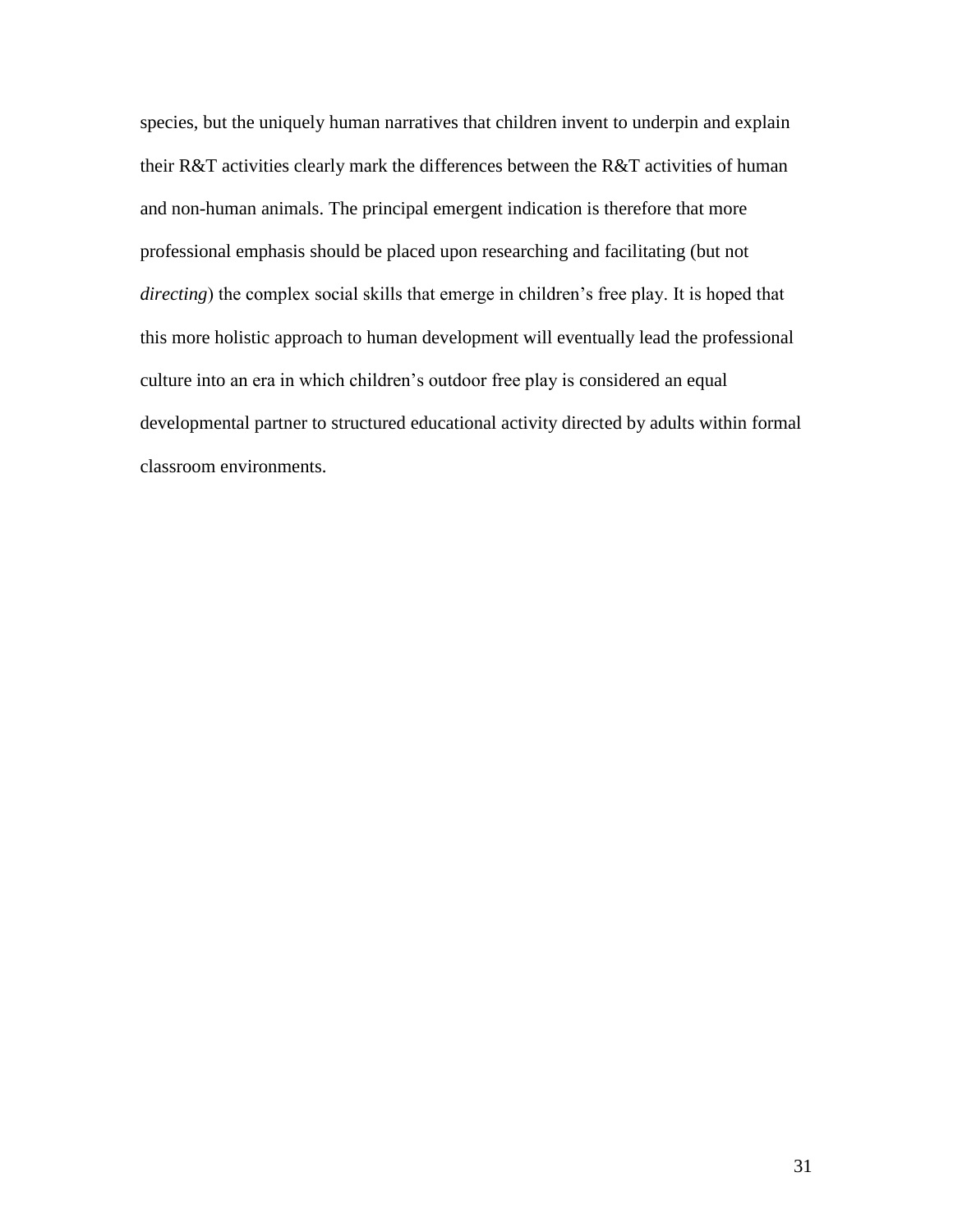species, but the uniquely human narratives that children invent to underpin and explain their R&T activities clearly mark the differences between the R&T activities of human and non-human animals. The principal emergent indication is therefore that more professional emphasis should be placed upon researching and facilitating (but not *directing*) the complex social skills that emerge in children's free play. It is hoped that this more holistic approach to human development will eventually lead the professional culture into an era in which children's outdoor free play is considered an equal developmental partner to structured educational activity directed by adults within formal classroom environments.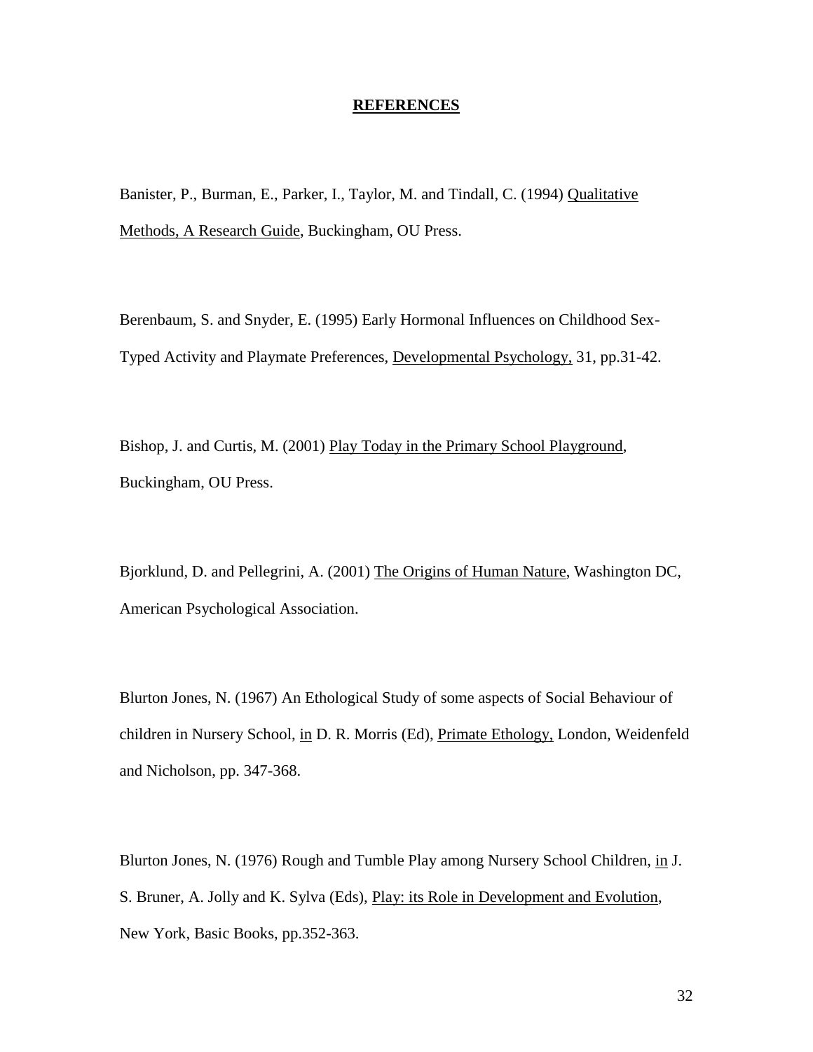# REFERENCES

Banister, P., Burman, E., Parker, I., Taylor, M. and Tindall, C. (1994) Qualitative Methods, A Research Guide, Buckingham, OU Press.

Berenbaum, S. and Snyder, E. (1995) Early Hormonal Influences on Childhood Sex-Typed Activity and Playmate Preferences, Developmental Psychology, 31, pp.31-42.

Bishop, J. and Curtis, M. (2001) Play Today in the Primary School Playground, Buckingham, OU Press.

Bjorklund, D. and Pellegrini, A. (2001) The Origins of Human Nature, Washington DC, American Psychological Association.

Blurton Jones, N. (1967) An Ethological Study of some aspects of Social Behaviour of children in Nursery School, in D. R. Morris (Ed), Primate Ethology, London, Weidenfeld and Nicholson, pp. 347-368.

Blurton Jones, N. (1976) Rough and Tumble Play among Nursery School Children, in J. S. Bruner, A. Jolly and K. Sylva (Eds), Play: its Role in Development and Evolution, New York, Basic Books, pp.352-363.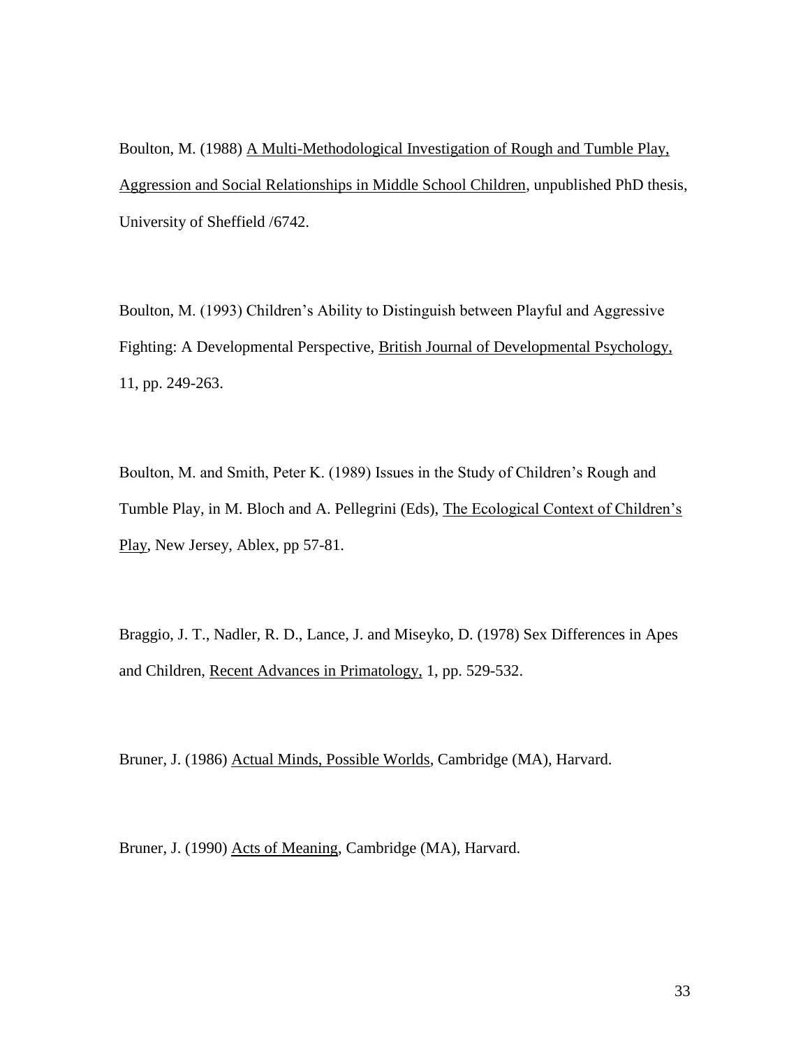Boulton, M. (1988) A Multi-Methodological Investigation of Rough and Tumble Play, Aggression and Social Relationships in Middle School Children, unpublished PhD thesis, University of Sheffield /6742.

Boulton, M. (1993) Children's Ability to Distinguish between Playful and Aggressive Fighting: A Developmental Perspective, British Journal of Developmental Psychology, 11, pp. 249-263.

Boulton, M. and Smith, Peter K. (1989) Issues in the Study of Children's Rough and Tumble Play, in M. Bloch and A. Pellegrini (Eds), The Ecological Context of Children's Play, New Jersey, Ablex, pp 57-81.

Braggio, J. T., Nadler, R. D., Lance, J. and Miseyko, D. (1978) Sex Differences in Apes and Children, Recent Advances in Primatology, 1, pp. 529-532.

Bruner, J. (1986) Actual Minds, Possible Worlds, Cambridge (MA), Harvard.

Bruner, J. (1990) Acts of Meaning, Cambridge (MA), Harvard.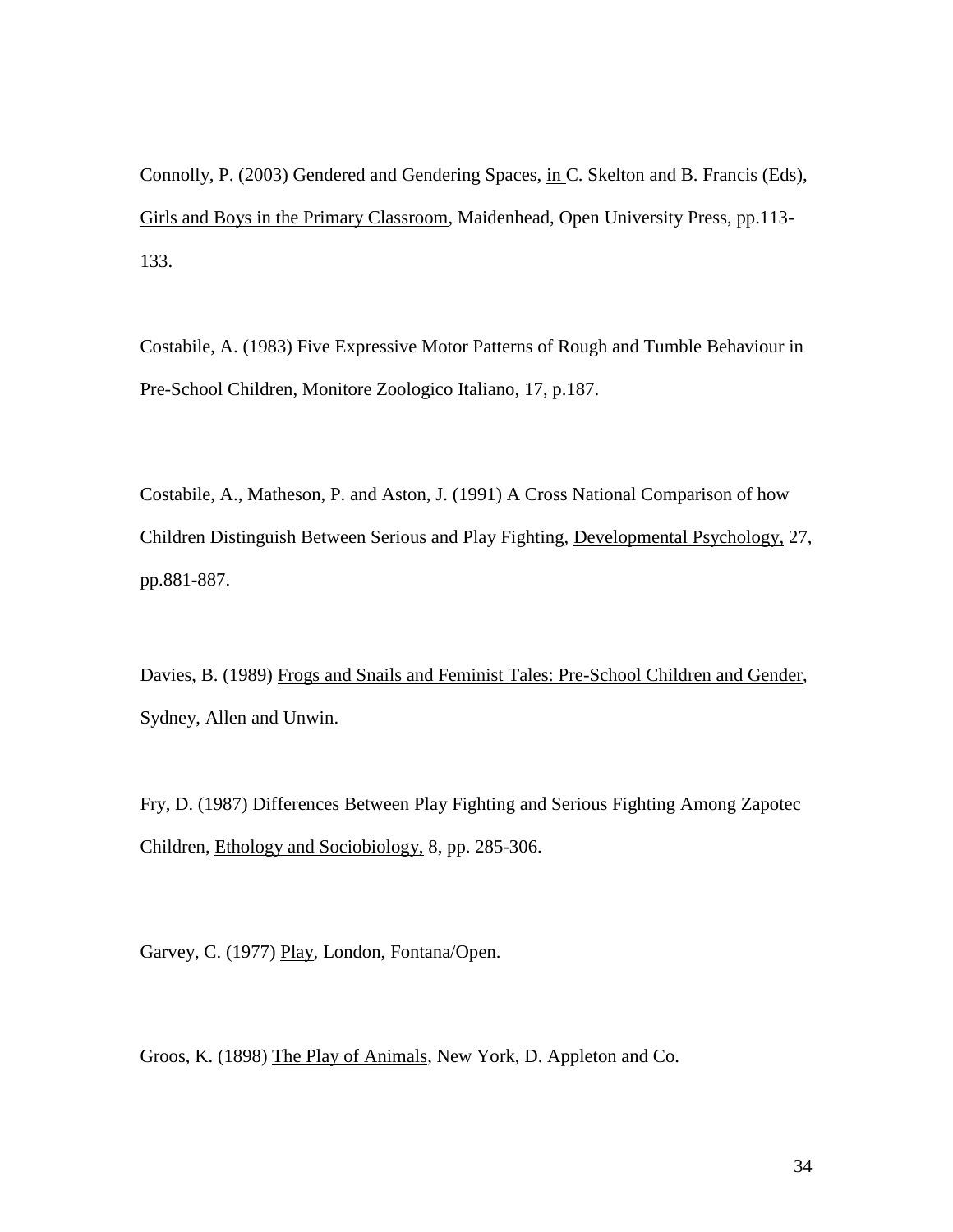Connolly, P. (2003) Gendered and Gendering Spaces, in C. Skelton and B. Francis (Eds), Girls and Boys in the Primary Classroom, Maidenhead, Open University Press, pp.113-133.

Costabile, A. (1983) Five Expressive Motor Patterns of Rough and Tumble Behaviour in Pre-School Children, Monitore Zoologico Italiano, 17, p.187.

Costabile, A., Matheson, P. and Aston, J. (1991) A Cross National Comparison of how Children Distinguish Between Serious and Play Fighting, Developmental Psychology, 27, pp.881-887.

Davies, B. (1989) Frogs and Snails and Feminist Tales: Pre-School Children and Gender, Sydney, Allen and Unwin.

Fry, D. (1987) Differences Between Play Fighting and Serious Fighting Among Zapotec Children, Ethology and Sociobiology, 8, pp. 285-306.

Garvey, C. (1977) Play, London, Fontana/Open.

Groos, K. (1898) The Play of Animals, New York, D. Appleton and Co.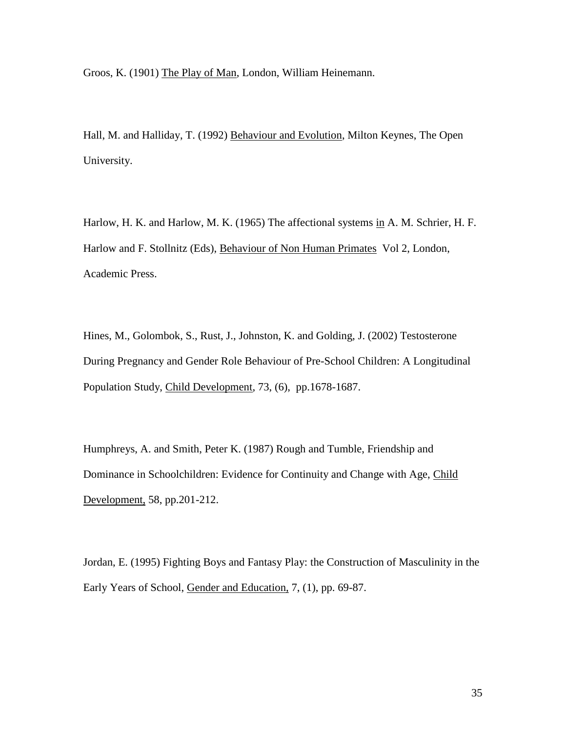Groos, K. (1901) The Play of Man, London, William Heinemann.

Hall, M. and Halliday, T. (1992) Behaviour and Evolution, Milton Keynes, The Open University.

Harlow, H. K. and Harlow, M. K. (1965) The affectional systems in A. M. Schrier, H. F. Harlow and F. Stollnitz (Eds), Behaviour of Non Human Primates Vol 2, London, Academic Press.

Hines, M., Golombok, S., Rust, J., Johnston, K. and Golding, J. (2002) Testosterone During Pregnancy and Gender Role Behaviour of Pre-School Children: A Longitudinal Population Study, Child Development, 73, (6), pp.1678-1687.

Humphreys, A. and Smith, Peter K. (1987) Rough and Tumble, Friendship and Dominance in Schoolchildren: Evidence for Continuity and Change with Age, Child Development, 58, pp.201-212.

Jordan, E. (1995) Fighting Boys and Fantasy Play: the Construction of Masculinity in the Early Years of School, Gender and Education, 7, (1), pp. 69-87.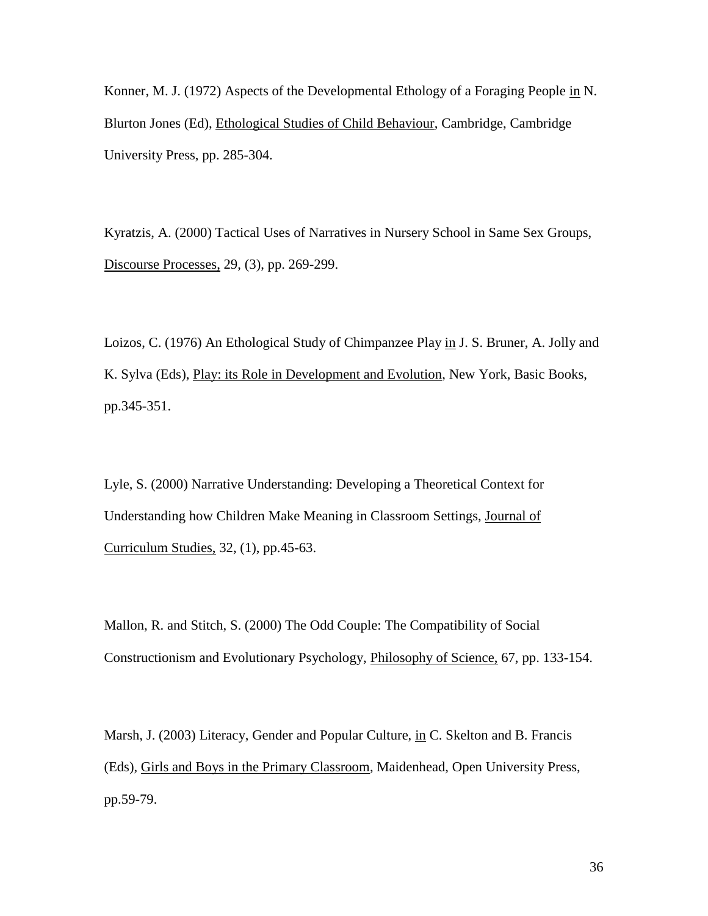Konner, M. J. (1972) Aspects of the Developmental Ethology of a Foraging People <u>in</u> N. Blurton Jones (Ed), <u>Ethological Studies of Child Behaviour</u>, Cambridge, Cambridge University Press, pp. 285-304.

Kyratzis, A. (2000) Tactical Uses of Narratives in Nursery School in Same Sex Groups, <u>Discourse Processes,</u> 29, (3), pp. 269-299.

Loizos, C. (1976) An Ethological Study of Chimpanzee Play <u>in</u> J. S. Bruner, A. Jolly and K. Sylva (Eds), <u>Play: its Role in Development and Evolution</u>, New York, Basic Books, pp.345-351.

Lyle, S. (2000) Narrative Understanding: Developing a Theoretical Context for Understanding how Children Make Meaning in Classroom Settings, <u>Journal of Curriculum Studies,</u> 32, (1), pp.45-63.

Mallon, R. and Stitch, S. (2000) The Odd Couple: The Compatibility of Social Constructionism and Evolutionary Psychology, <u>Philosophy of Science,</u> 67, pp. 133-154.

Marsh, J. (2003) Literacy, Gender and Popular Culture, <u>in</u> C. Skelton and B. Francis (Eds), <u>Girls and Boys in the Primary Classroom</u>, Maidenhead, Open University Press, pp.59-79.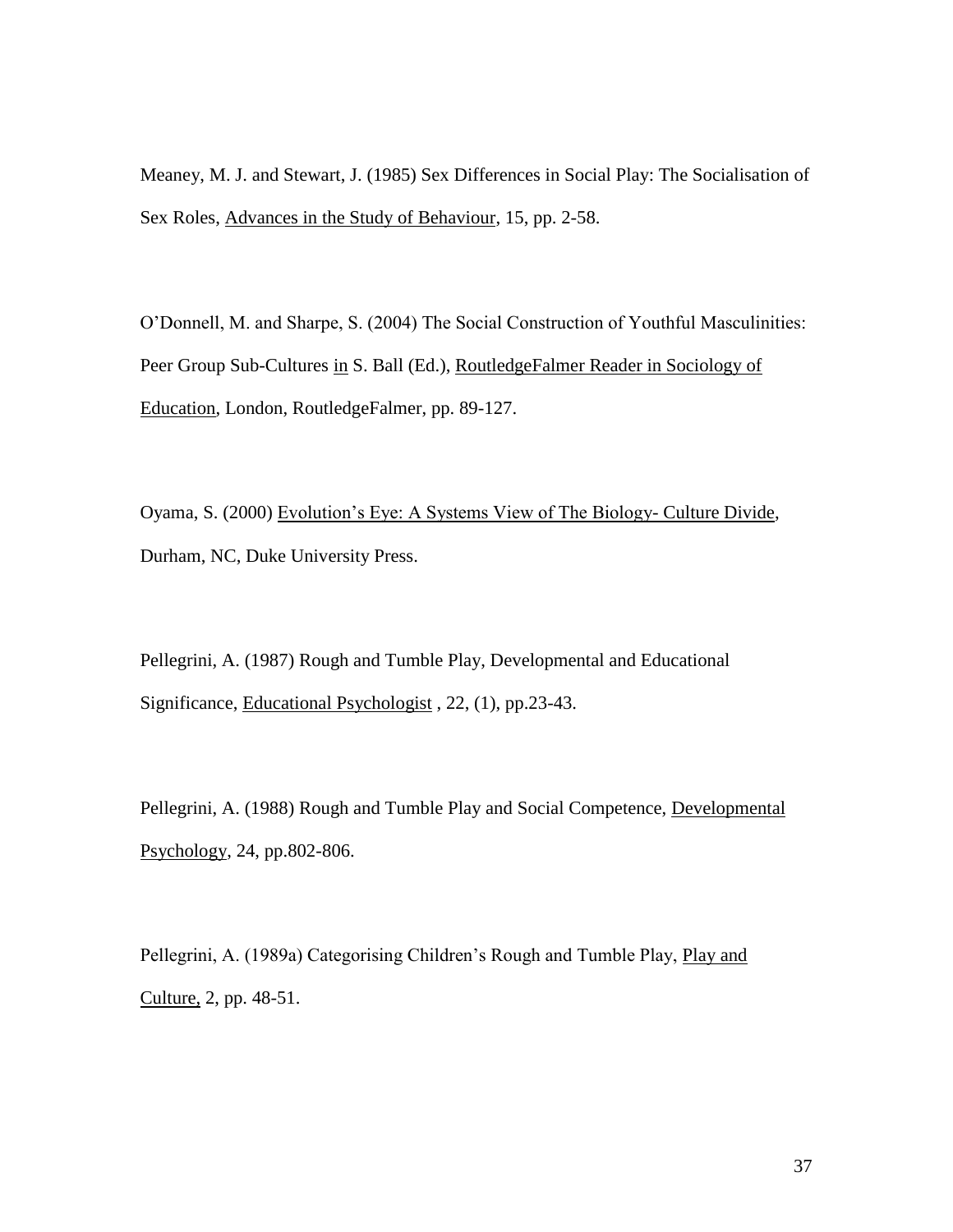Meaney, M. J. and Stewart, J. (1985) Sex Differences in Social Play: The Socialisation of Sex Roles, Advances in the Study of Behaviour, 15, pp. 2-58.

O'Donnell, M. and Sharpe, S. (2004) The Social Construction of Youthful Masculinities: Peer Group Sub-Cultures in S. Ball (Ed.), RoutledgeFalmer Reader in Sociology of Education, London, RoutledgeFalmer, pp. 89-127.

Oyama, S. (2000) Evolution's Eye: A Systems View of The Biology- Culture Divide, Durham, NC, Duke University Press.

Pellegrini, A. (1987) Rough and Tumble Play, Developmental and Educational Significance, Educational Psychologist , 22, (1), pp.23-43.

Pellegrini, A. (1988) Rough and Tumble Play and Social Competence, Developmental Psychology, 24, pp.802-806.

Pellegrini, A. (1989a) Categorising Children's Rough and Tumble Play, Play and Culture, 2, pp. 48-51.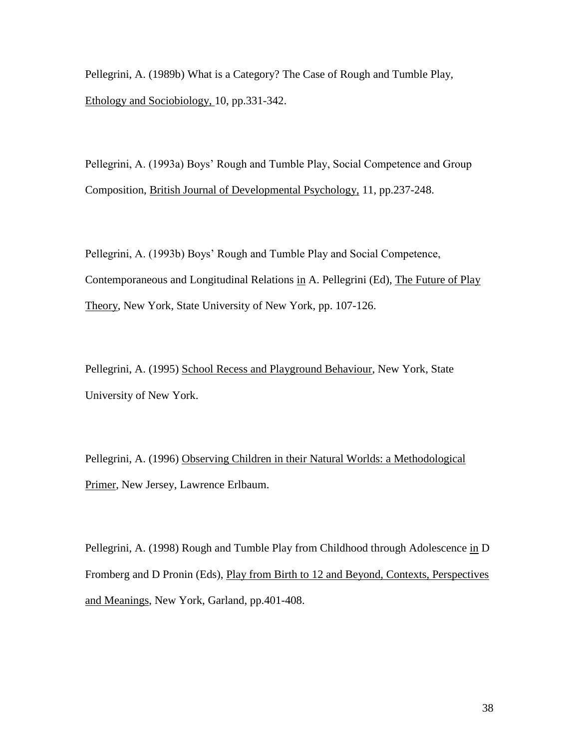Pellegrini, A. (1989b) What is a Category? The Case of Rough and Tumble Play, Ethology and Sociobiology, 10, pp.331-342.

Pellegrini, A. (1993a) Boys' Rough and Tumble Play, Social Competence and Group Composition, British Journal of Developmental Psychology, 11, pp.237-248.

Pellegrini, A. (1993b) Boys' Rough and Tumble Play and Social Competence, Contemporaneous and Longitudinal Relations in A. Pellegrini (Ed), The Future of Play Theory, New York, State University of New York, pp. 107-126.

Pellegrini, A. (1995) School Recess and Playground Behaviour, New York, State University of New York.

Pellegrini, A. (1996) Observing Children in their Natural Worlds: a Methodological Primer, New Jersey, Lawrence Erlbaum.

Pellegrini, A. (1998) Rough and Tumble Play from Childhood through Adolescence in D Fromberg and D Pronin (Eds), Play from Birth to 12 and Beyond, Contexts, Perspectives and Meanings, New York, Garland, pp.401-408.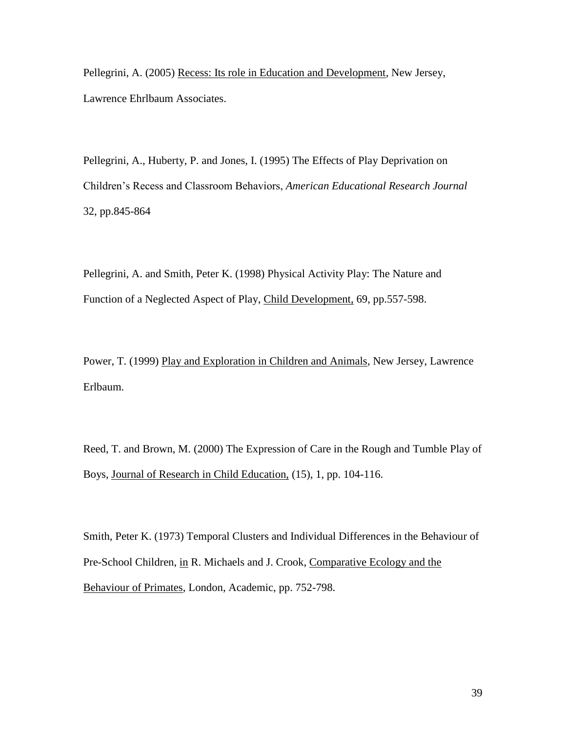Pellegrini, A. (2005) <u>Recess: Its role in Education and Development</u>, New Jersey, Lawrence Ehrlbaum Associates.

Pellegrini, A., Huberty, P. and Jones, I. (1995) The Effects of Play Deprivation on Children's Recess and Classroom Behaviors, *American Educational Research Journal* 32, pp.845-864

Pellegrini, A. and Smith, Peter K. (1998) Physical Activity Play: The Nature and Function of a Neglected Aspect of Play, <u>Child Development,</u> 69, pp.557-598.

Power, T. (1999) <u>Play and Exploration in Children and Animals</u>, New Jersey, Lawrence Erlbaum.

Reed, T. and Brown, M. (2000) The Expression of Care in the Rough and Tumble Play of Boys, <u>Journal of Research in Child Education,</u> (15), 1, pp. 104-116.

Smith, Peter K. (1973) Temporal Clusters and Individual Differences in the Behaviour of Pre-School Children, <u>in</u> R. Michaels and J. Crook, <u>Comparative Ecology and the Behaviour of Primates</u>, London, Academic, pp. 752-798.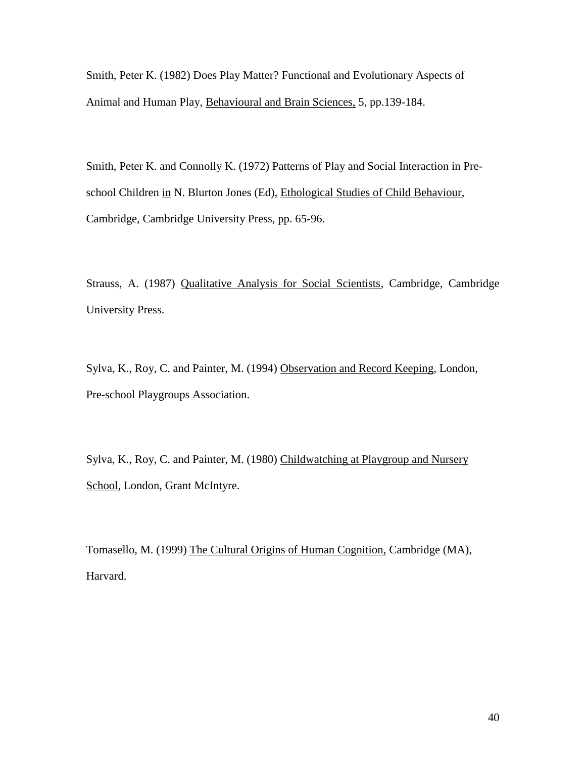Smith, Peter K. (1982) Does Play Matter? Functional and Evolutionary Aspects of Animal and Human Play, Behavioural and Brain Sciences, 5, pp.139-184.

Smith, Peter K. and Connolly K. (1972) Patterns of Play and Social Interaction in Pre-school Children in N. Blurton Jones (Ed), Ethological Studies of Child Behaviour, Cambridge, Cambridge University Press, pp. 65-96.

Strauss, A. (1987) Qualitative Analysis for Social Scientists, Cambridge, Cambridge University Press.

Sylva, K., Roy, C. and Painter, M. (1994) Observation and Record Keeping, London, Pre-school Playgroups Association.

Sylva, K., Roy, C. and Painter, M. (1980) Childwatching at Playgroup and Nursery School, London, Grant McIntyre.

Tomasello, M. (1999) The Cultural Origins of Human Cognition, Cambridge (MA), Harvard.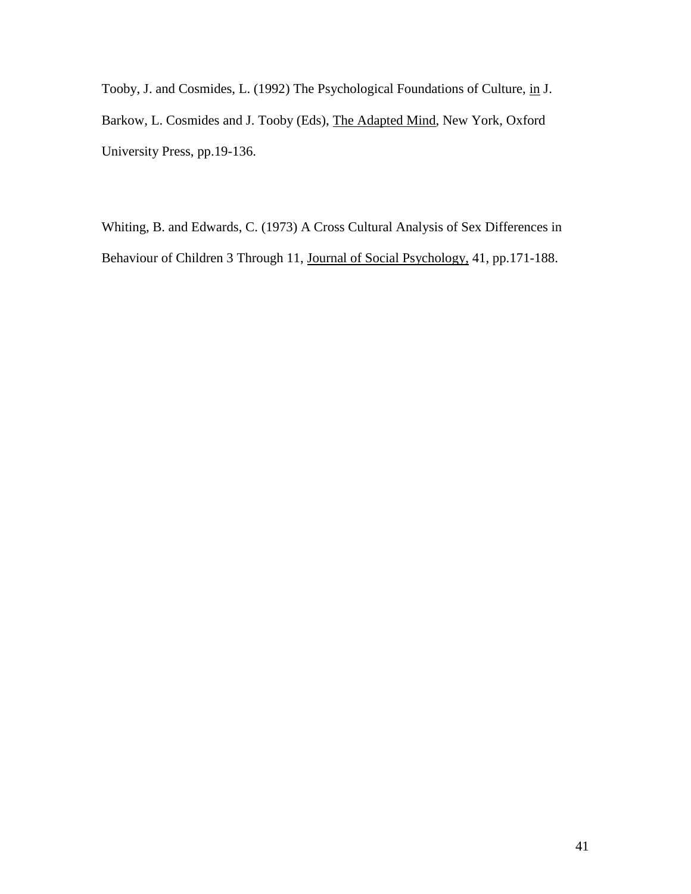Tooby, J. and Cosmides, L. (1992) The Psychological Foundations of Culture, in J. Barkow, L. Cosmides and J. Tooby (Eds), The Adapted Mind, New York, Oxford University Press, pp.19-136.

Whiting, B. and Edwards, C. (1973) A Cross Cultural Analysis of Sex Differences in Behaviour of Children 3 Through 11, Journal of Social Psychology, 41, pp.171-188.